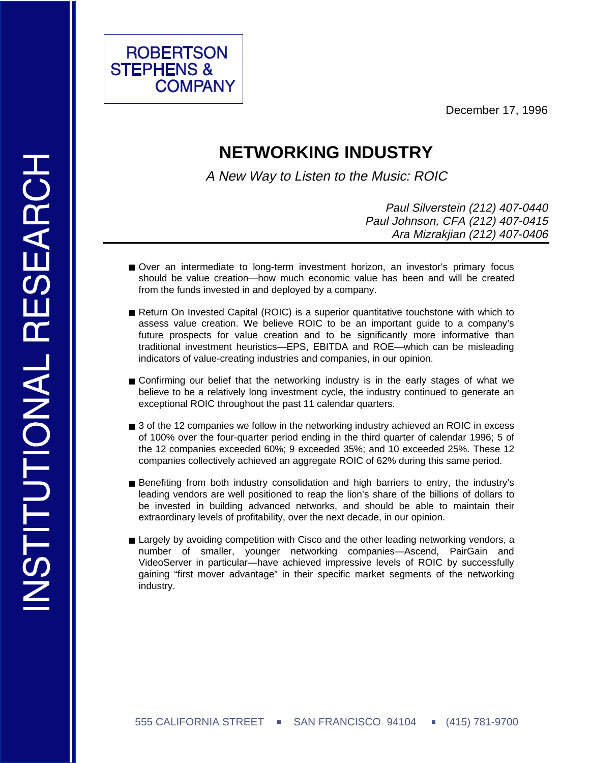ROBERTSON STEPHENS & COMPANY

INSTITUTIONAL RESEARCH

December 17, 1996

# NETWORKING INDUSTRY

*A New Way to Listen to the Music: ROIC*

*Paul Silverstein (212) 407-0440*
*Paul Johnson, CFA (212) 407-0415*
*Ara Mizrakjian (212) 407-0406*

- Over an intermediate to long-term investment horizon, an investor's primary focus should be value creation—how much economic value has been and will be created from the funds invested in and deployed by a company.

- Return On Invested Capital (ROIC) is a superior quantitative touchstone with which to assess value creation. We believe ROIC to be an important guide to a company's future prospects for value creation and to be significantly more informative than traditional investment heuristics—EPS, EBITDA and ROE—which can be misleading indicators of value-creating industries and companies, in our opinion.

- Confirming our belief that the networking industry is in the early stages of what we believe to be a relatively long investment cycle, the industry continued to generate an exceptional ROIC throughout the past 11 calendar quarters.

- 3 of the 12 companies we follow in the networking industry achieved an ROIC in excess of 100% over the four-quarter period ending in the third quarter of calendar 1996; 5 of the 12 companies exceeded 60%; 9 exceeded 35%; and 10 exceeded 25%. These 12 companies collectively achieved an aggregate ROIC of 62% during this same period.

- Benefiting from both industry consolidation and high barriers to entry, the industry's leading vendors are well positioned to reap the lion's share of the billions of dollars to be invested in building advanced networks, and should be able to maintain their extraordinary levels of profitability, over the next decade, in our opinion.

- Largely by avoiding competition with Cisco and the other leading networking vendors, a number of smaller, younger networking companies—Ascend, PairGain and VideoServer in particular—have achieved impressive levels of ROIC by successfully gaining "first mover advantage" in their specific market segments of the networking industry.

555 CALIFORNIA STREET ■ SAN FRANCISCO 94104 ■ (415) 781-9700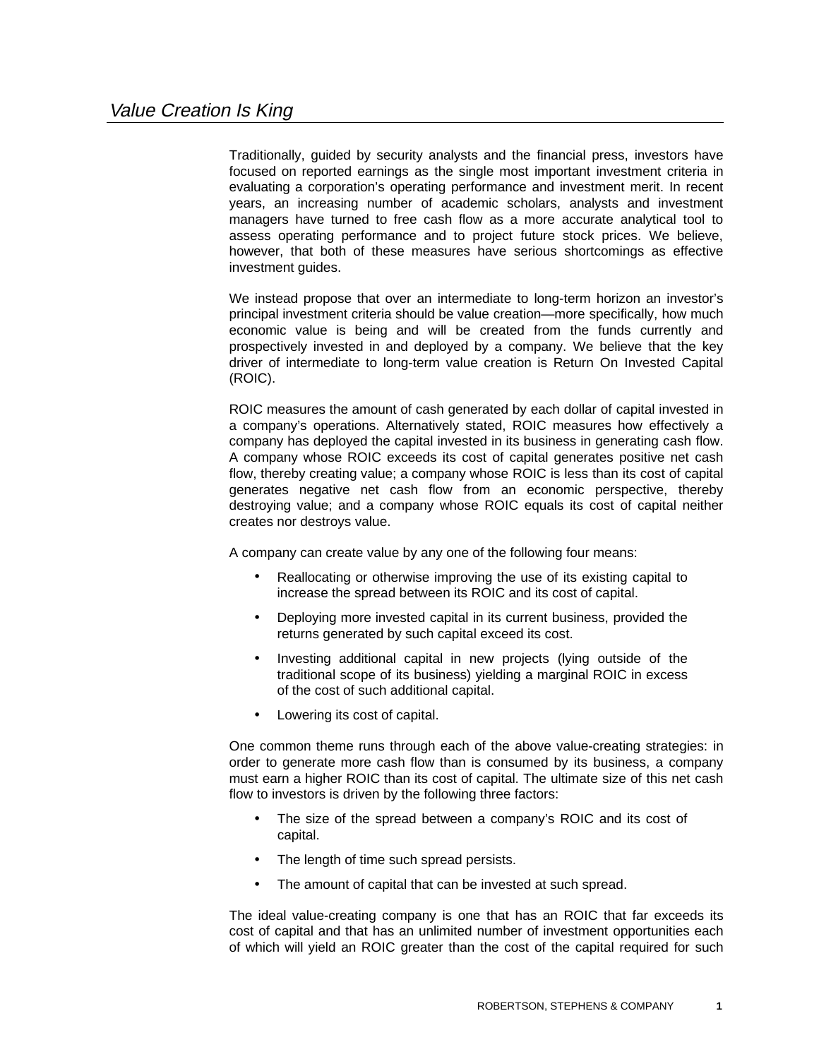## *Value Creation Is King*

Traditionally, guided by security analysts and the financial press, investors have focused on reported earnings as the single most important investment criteria in evaluating a corporation's operating performance and investment merit. In recent years, an increasing number of academic scholars, analysts and investment managers have turned to free cash flow as a more accurate analytical tool to assess operating performance and to project future stock prices. We believe, however, that both of these measures have serious shortcomings as effective investment guides.

We instead propose that over an intermediate to long-term horizon an investor's principal investment criteria should be value creation—more specifically, how much economic value is being and will be created from the funds currently and prospectively invested in and deployed by a company. We believe that the key driver of intermediate to long-term value creation is Return On Invested Capital (ROIC).

ROIC measures the amount of cash generated by each dollar of capital invested in a company's operations. Alternatively stated, ROIC measures how effectively a company has deployed the capital invested in its business in generating cash flow. A company whose ROIC exceeds its cost of capital generates positive net cash flow, thereby creating value; a company whose ROIC is less than its cost of capital generates negative net cash flow from an economic perspective, thereby destroying value; and a company whose ROIC equals its cost of capital neither creates nor destroys value.

A company can create value by any one of the following four means:

- Reallocating or otherwise improving the use of its existing capital to increase the spread between its ROIC and its cost of capital.
- Deploying more invested capital in its current business, provided the returns generated by such capital exceed its cost.
- Investing additional capital in new projects (lying outside of the traditional scope of its business) yielding a marginal ROIC in excess of the cost of such additional capital.
- Lowering its cost of capital.

One common theme runs through each of the above value-creating strategies: in order to generate more cash flow than is consumed by its business, a company must earn a higher ROIC than its cost of capital. The ultimate size of this net cash flow to investors is driven by the following three factors:

- The size of the spread between a company's ROIC and its cost of capital.
- The length of time such spread persists.
- The amount of capital that can be invested at such spread.

The ideal value-creating company is one that has an ROIC that far exceeds its cost of capital and that has an unlimited number of investment opportunities each of which will yield an ROIC greater than the cost of the capital required for such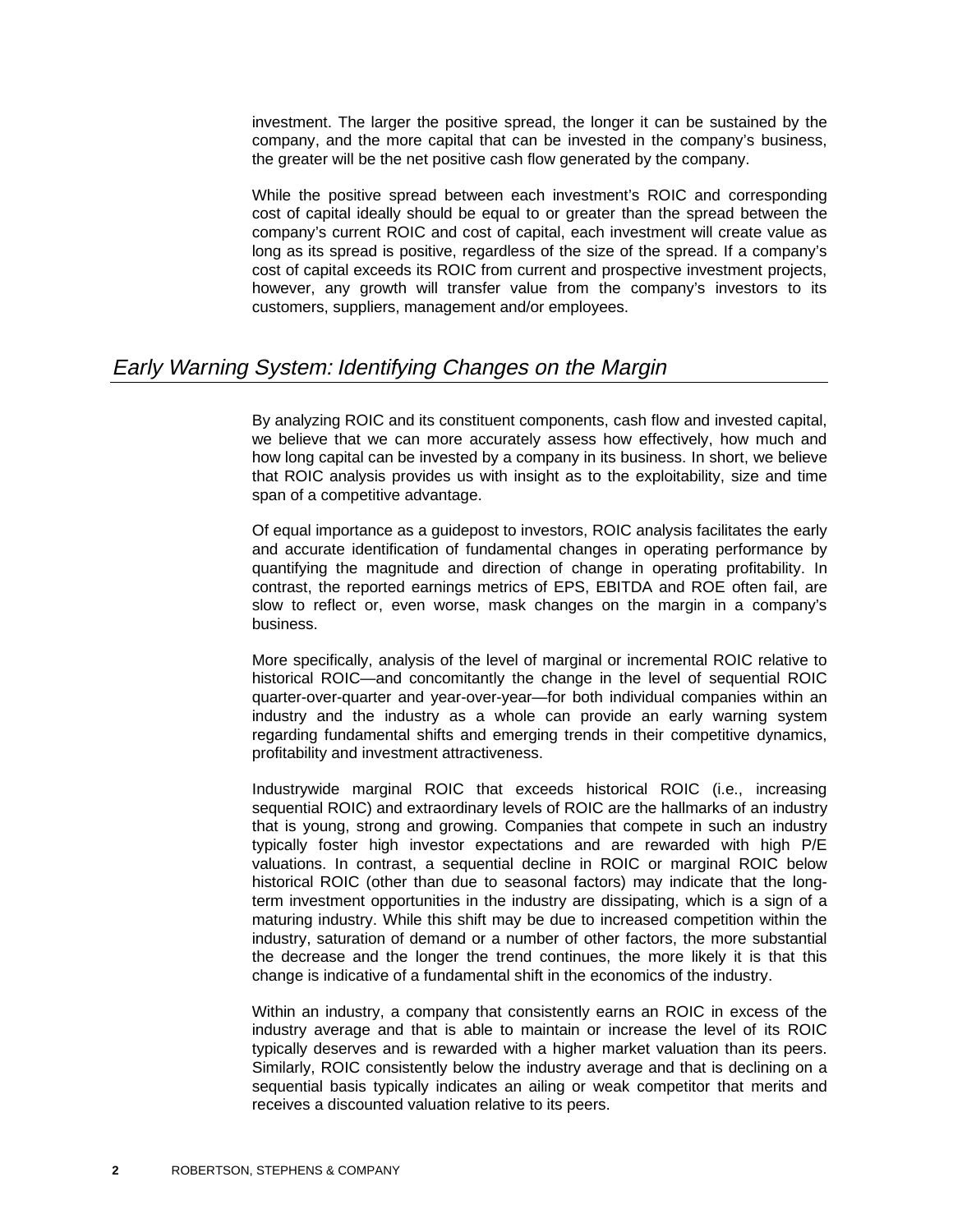investment. The larger the positive spread, the longer it can be sustained by the company, and the more capital that can be invested in the company's business, the greater will be the net positive cash flow generated by the company.

While the positive spread between each investment's ROIC and corresponding cost of capital ideally should be equal to or greater than the spread between the company's current ROIC and cost of capital, each investment will create value as long as its spread is positive, regardless of the size of the spread. If a company's cost of capital exceeds its ROIC from current and prospective investment projects, however, any growth will transfer value from the company's investors to its customers, suppliers, management and/or employees.

## *Early Warning System: Identifying Changes on the Margin*

By analyzing ROIC and its constituent components, cash flow and invested capital, we believe that we can more accurately assess how effectively, how much and how long capital can be invested by a company in its business. In short, we believe that ROIC analysis provides us with insight as to the exploitability, size and time span of a competitive advantage.

Of equal importance as a guidepost to investors, ROIC analysis facilitates the early and accurate identification of fundamental changes in operating performance by quantifying the magnitude and direction of change in operating profitability. In contrast, the reported earnings metrics of EPS, EBITDA and ROE often fail, are slow to reflect or, even worse, mask changes on the margin in a company's business.

More specifically, analysis of the level of marginal or incremental ROIC relative to historical ROIC—and concomitantly the change in the level of sequential ROIC quarter-over-quarter and year-over-year—for both individual companies within an industry and the industry as a whole can provide an early warning system regarding fundamental shifts and emerging trends in their competitive dynamics, profitability and investment attractiveness.

Industrywide marginal ROIC that exceeds historical ROIC (i.e., increasing sequential ROIC) and extraordinary levels of ROIC are the hallmarks of an industry that is young, strong and growing. Companies that compete in such an industry typically foster high investor expectations and are rewarded with high P/E valuations. In contrast, a sequential decline in ROIC or marginal ROIC below historical ROIC (other than due to seasonal factors) may indicate that the long-term investment opportunities in the industry are dissipating, which is a sign of a maturing industry. While this shift may be due to increased competition within the industry, saturation of demand or a number of other factors, the more substantial the decrease and the longer the trend continues, the more likely it is that this change is indicative of a fundamental shift in the economics of the industry.

Within an industry, a company that consistently earns an ROIC in excess of the industry average and that is able to maintain or increase the level of its ROIC typically deserves and is rewarded with a higher market valuation than its peers. Similarly, ROIC consistently below the industry average and that is declining on a sequential basis typically indicates an ailing or weak competitor that merits and receives a discounted valuation relative to its peers.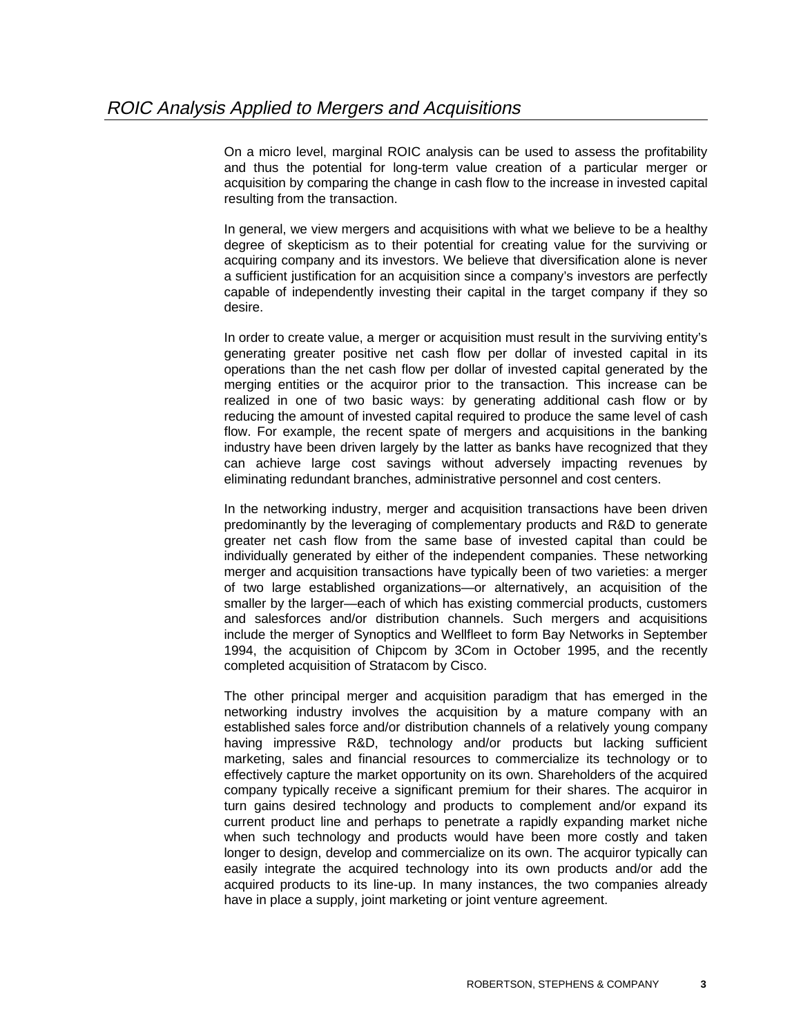## ROIC Analysis Applied to Mergers and Acquisitions

On a micro level, marginal ROIC analysis can be used to assess the profitability and thus the potential for long-term value creation of a particular merger or acquisition by comparing the change in cash flow to the increase in invested capital resulting from the transaction.

In general, we view mergers and acquisitions with what we believe to be a healthy degree of skepticism as to their potential for creating value for the surviving or acquiring company and its investors. We believe that diversification alone is never a sufficient justification for an acquisition since a company's investors are perfectly capable of independently investing their capital in the target company if they so desire.

In order to create value, a merger or acquisition must result in the surviving entity's generating greater positive net cash flow per dollar of invested capital in its operations than the net cash flow per dollar of invested capital generated by the merging entities or the acquiror prior to the transaction. This increase can be realized in one of two basic ways: by generating additional cash flow or by reducing the amount of invested capital required to produce the same level of cash flow. For example, the recent spate of mergers and acquisitions in the banking industry have been driven largely by the latter as banks have recognized that they can achieve large cost savings without adversely impacting revenues by eliminating redundant branches, administrative personnel and cost centers.

In the networking industry, merger and acquisition transactions have been driven predominantly by the leveraging of complementary products and R&D to generate greater net cash flow from the same base of invested capital than could be individually generated by either of the independent companies. These networking merger and acquisition transactions have typically been of two varieties: a merger of two large established organizations—or alternatively, an acquisition of the smaller by the larger—each of which has existing commercial products, customers and salesforces and/or distribution channels. Such mergers and acquisitions include the merger of Synoptics and Wellfleet to form Bay Networks in September 1994, the acquisition of Chipcom by 3Com in October 1995, and the recently completed acquisition of Stratacom by Cisco.

The other principal merger and acquisition paradigm that has emerged in the networking industry involves the acquisition by a mature company with an established sales force and/or distribution channels of a relatively young company having impressive R&D, technology and/or products but lacking sufficient marketing, sales and financial resources to commercialize its technology or to effectively capture the market opportunity on its own. Shareholders of the acquired company typically receive a significant premium for their shares. The acquiror in turn gains desired technology and products to complement and/or expand its current product line and perhaps to penetrate a rapidly expanding market niche when such technology and products would have been more costly and taken longer to design, develop and commercialize on its own. The acquiror typically can easily integrate the acquired technology into its own products and/or add the acquired products to its line-up. In many instances, the two companies already have in place a supply, joint marketing or joint venture agreement.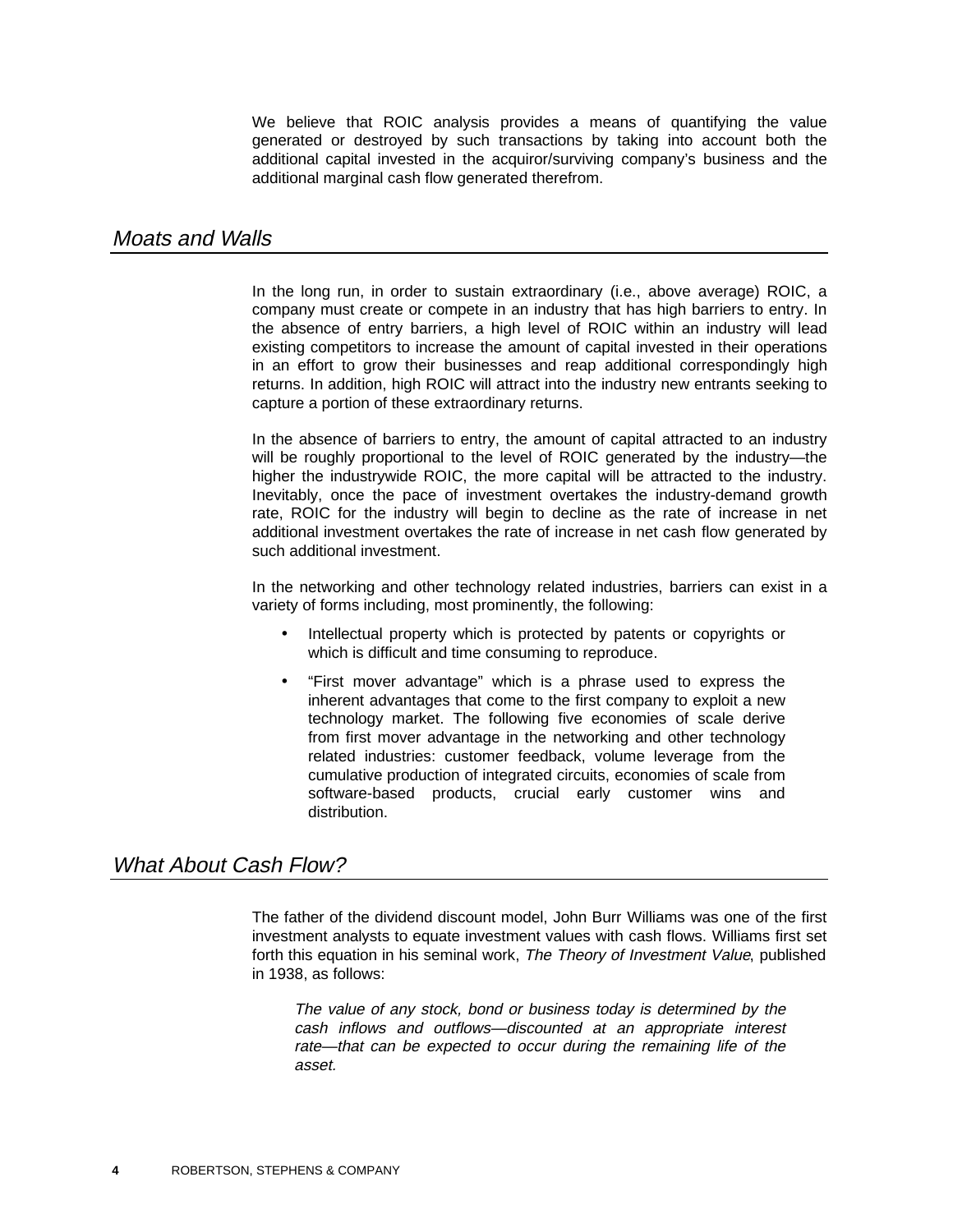We believe that ROIC analysis provides a means of quantifying the value generated or destroyed by such transactions by taking into account both the additional capital invested in the acquiror/surviving company's business and the additional marginal cash flow generated therefrom.

## *Moats and Walls*

In the long run, in order to sustain extraordinary (i.e., above average) ROIC, a company must create or compete in an industry that has high barriers to entry. In the absence of entry barriers, a high level of ROIC within an industry will lead existing competitors to increase the amount of capital invested in their operations in an effort to grow their businesses and reap additional correspondingly high returns. In addition, high ROIC will attract into the industry new entrants seeking to capture a portion of these extraordinary returns.

In the absence of barriers to entry, the amount of capital attracted to an industry will be roughly proportional to the level of ROIC generated by the industry—the higher the industrywide ROIC, the more capital will be attracted to the industry. Inevitably, once the pace of investment overtakes the industry-demand growth rate, ROIC for the industry will begin to decline as the rate of increase in net additional investment overtakes the rate of increase in net cash flow generated by such additional investment.

In the networking and other technology related industries, barriers can exist in a variety of forms including, most prominently, the following:

- Intellectual property which is protected by patents or copyrights or which is difficult and time consuming to reproduce.
- "First mover advantage" which is a phrase used to express the inherent advantages that come to the first company to exploit a new technology market. The following five economies of scale derive from first mover advantage in the networking and other technology related industries: customer feedback, volume leverage from the cumulative production of integrated circuits, economies of scale from software-based products, crucial early customer wins and distribution.

## *What About Cash Flow?*

The father of the dividend discount model, John Burr Williams was one of the first investment analysts to equate investment values with cash flows. Williams first set forth this equation in his seminal work, *The Theory of Investment Value*, published in 1938, as follows:

> *The value of any stock, bond or business today is determined by the cash inflows and outflows—discounted at an appropriate interest rate—that can be expected to occur during the remaining life of the asset.*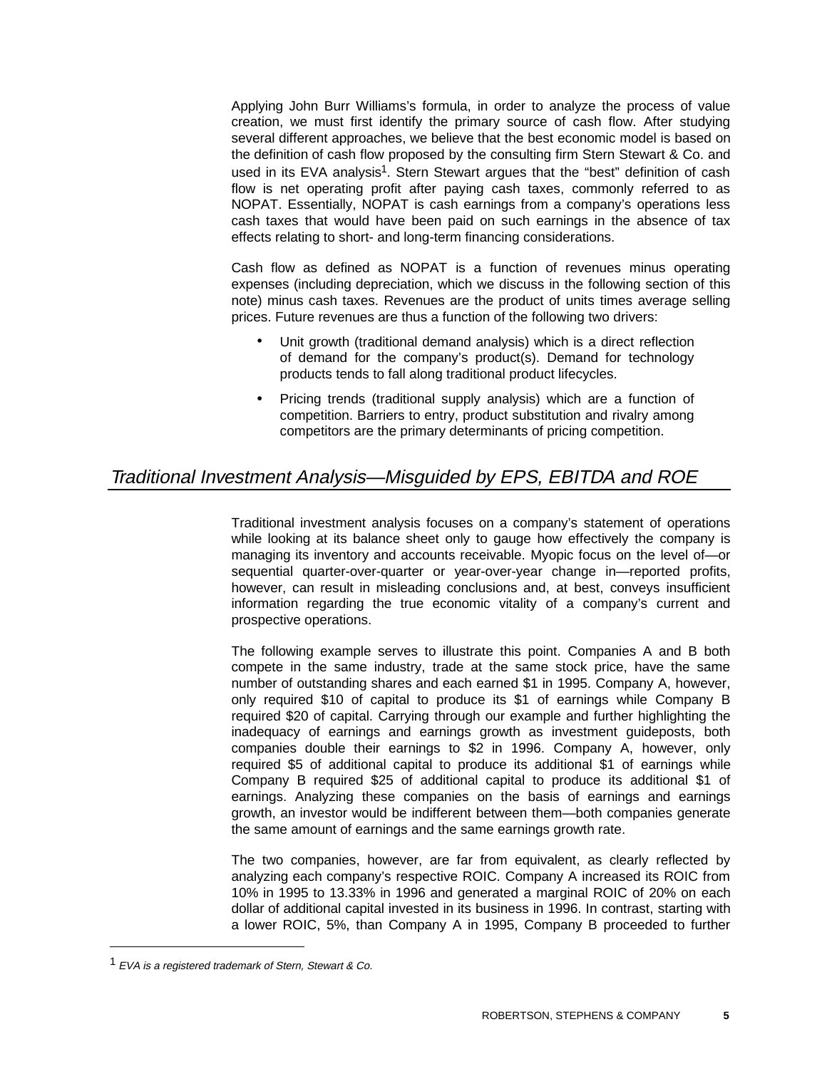Applying John Burr Williams's formula, in order to analyze the process of value creation, we must first identify the primary source of cash flow. After studying several different approaches, we believe that the best economic model is based on the definition of cash flow proposed by the consulting firm Stern Stewart & Co. and used in its EVA analysis[1]. Stern Stewart argues that the "best" definition of cash flow is net operating profit after paying cash taxes, commonly referred to as NOPAT. Essentially, NOPAT is cash earnings from a company's operations less cash taxes that would have been paid on such earnings in the absence of tax effects relating to short- and long-term financing considerations.

Cash flow as defined as NOPAT is a function of revenues minus operating expenses (including depreciation, which we discuss in the following section of this note) minus cash taxes. Revenues are the product of units times average selling prices. Future revenues are thus a function of the following two drivers:

- Unit growth (traditional demand analysis) which is a direct reflection of demand for the company's product(s). Demand for technology products tends to fall along traditional product lifecycles.
- Pricing trends (traditional supply analysis) which are a function of competition. Barriers to entry, product substitution and rivalry among competitors are the primary determinants of pricing competition.

## *Traditional Investment Analysis—Misguided by EPS, EBITDA and ROE*

Traditional investment analysis focuses on a company's statement of operations while looking at its balance sheet only to gauge how effectively the company is managing its inventory and accounts receivable. Myopic focus on the level of—or sequential quarter-over-quarter or year-over-year change in—reported profits, however, can result in misleading conclusions and, at best, conveys insufficient information regarding the true economic vitality of a company's current and prospective operations.

The following example serves to illustrate this point. Companies A and B both compete in the same industry, trade at the same stock price, have the same number of outstanding shares and each earned $1 in 1995. Company A, however, only required $10 of capital to produce its $1 of earnings while Company B required $20 of capital. Carrying through our example and further highlighting the inadequacy of earnings and earnings growth as investment guideposts, both companies double their earnings to $2 in 1996. Company A, however, only required $5 of additional capital to produce its additional $1 of earnings while Company B required $25 of additional capital to produce its additional $1 of earnings. Analyzing these companies on the basis of earnings and earnings growth, an investor would be indifferent between them—both companies generate the same amount of earnings and the same earnings growth rate.

The two companies, however, are far from equivalent, as clearly reflected by analyzing each company's respective ROIC. Company A increased its ROIC from 10% in 1995 to 13.33% in 1996 and generated a marginal ROIC of 20% on each dollar of additional capital invested in its business in 1996. In contrast, starting with a lower ROIC, 5%, than Company A in 1995, Company B proceeded to further

---

[1] *EVA is a registered trademark of Stern, Stewart & Co.*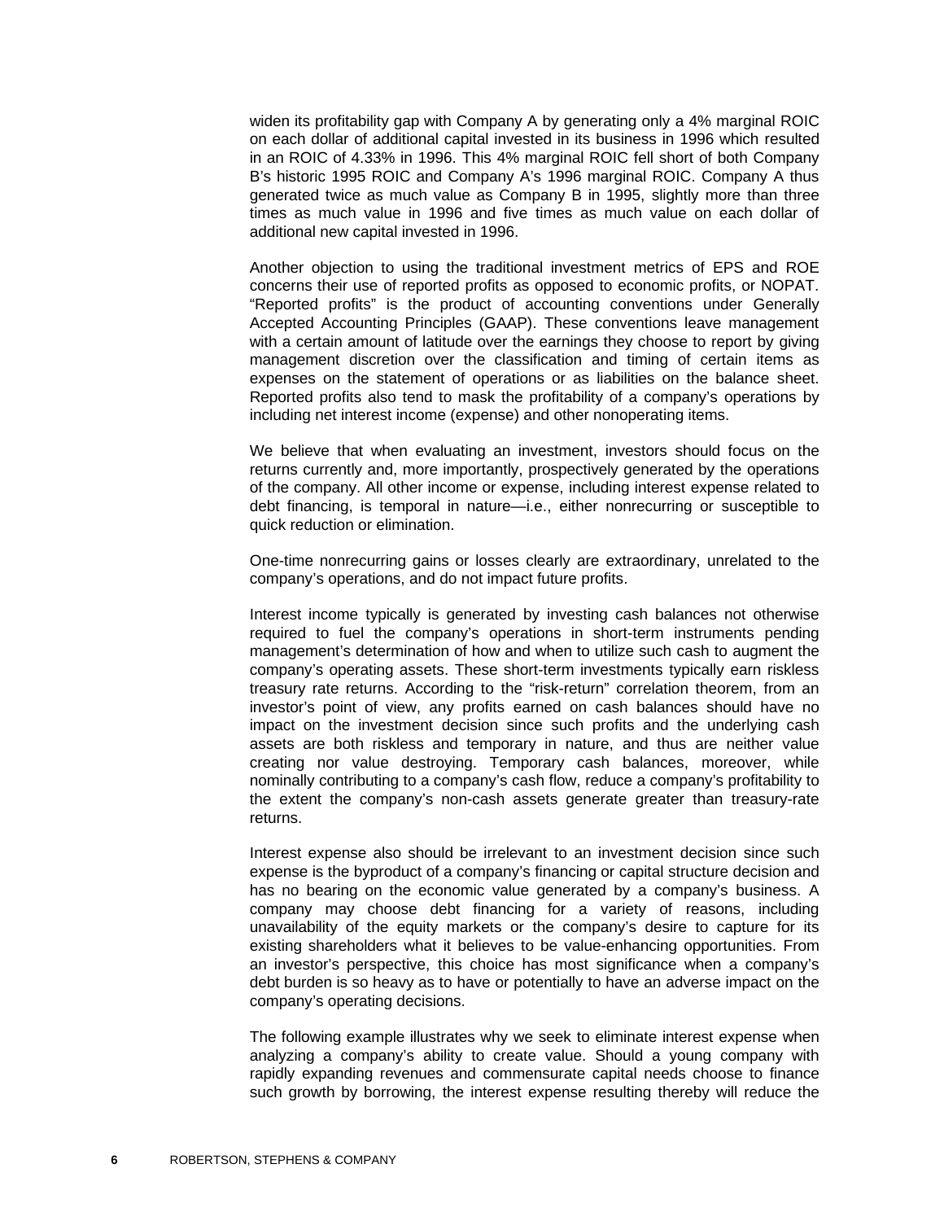widen its profitability gap with Company A by generating only a 4% marginal ROIC on each dollar of additional capital invested in its business in 1996 which resulted in an ROIC of 4.33% in 1996. This 4% marginal ROIC fell short of both Company B's historic 1995 ROIC and Company A's 1996 marginal ROIC. Company A thus generated twice as much value as Company B in 1995, slightly more than three times as much value in 1996 and five times as much value on each dollar of additional new capital invested in 1996.

Another objection to using the traditional investment metrics of EPS and ROE concerns their use of reported profits as opposed to economic profits, or NOPAT. "Reported profits" is the product of accounting conventions under Generally Accepted Accounting Principles (GAAP). These conventions leave management with a certain amount of latitude over the earnings they choose to report by giving management discretion over the classification and timing of certain items as expenses on the statement of operations or as liabilities on the balance sheet. Reported profits also tend to mask the profitability of a company's operations by including net interest income (expense) and other nonoperating items.

We believe that when evaluating an investment, investors should focus on the returns currently and, more importantly, prospectively generated by the operations of the company. All other income or expense, including interest expense related to debt financing, is temporal in nature—i.e., either nonrecurring or susceptible to quick reduction or elimination.

One-time nonrecurring gains or losses clearly are extraordinary, unrelated to the company's operations, and do not impact future profits.

Interest income typically is generated by investing cash balances not otherwise required to fuel the company's operations in short-term instruments pending management's determination of how and when to utilize such cash to augment the company's operating assets. These short-term investments typically earn riskless treasury rate returns. According to the "risk-return" correlation theorem, from an investor's point of view, any profits earned on cash balances should have no impact on the investment decision since such profits and the underlying cash assets are both riskless and temporary in nature, and thus are neither value creating nor value destroying. Temporary cash balances, moreover, while nominally contributing to a company's cash flow, reduce a company's profitability to the extent the company's non-cash assets generate greater than treasury-rate returns.

Interest expense also should be irrelevant to an investment decision since such expense is the byproduct of a company's financing or capital structure decision and has no bearing on the economic value generated by a company's business. A company may choose debt financing for a variety of reasons, including unavailability of the equity markets or the company's desire to capture for its existing shareholders what it believes to be value-enhancing opportunities. From an investor's perspective, this choice has most significance when a company's debt burden is so heavy as to have or potentially to have an adverse impact on the company's operating decisions.

The following example illustrates why we seek to eliminate interest expense when analyzing a company's ability to create value. Should a young company with rapidly expanding revenues and commensurate capital needs choose to finance such growth by borrowing, the interest expense resulting thereby will reduce the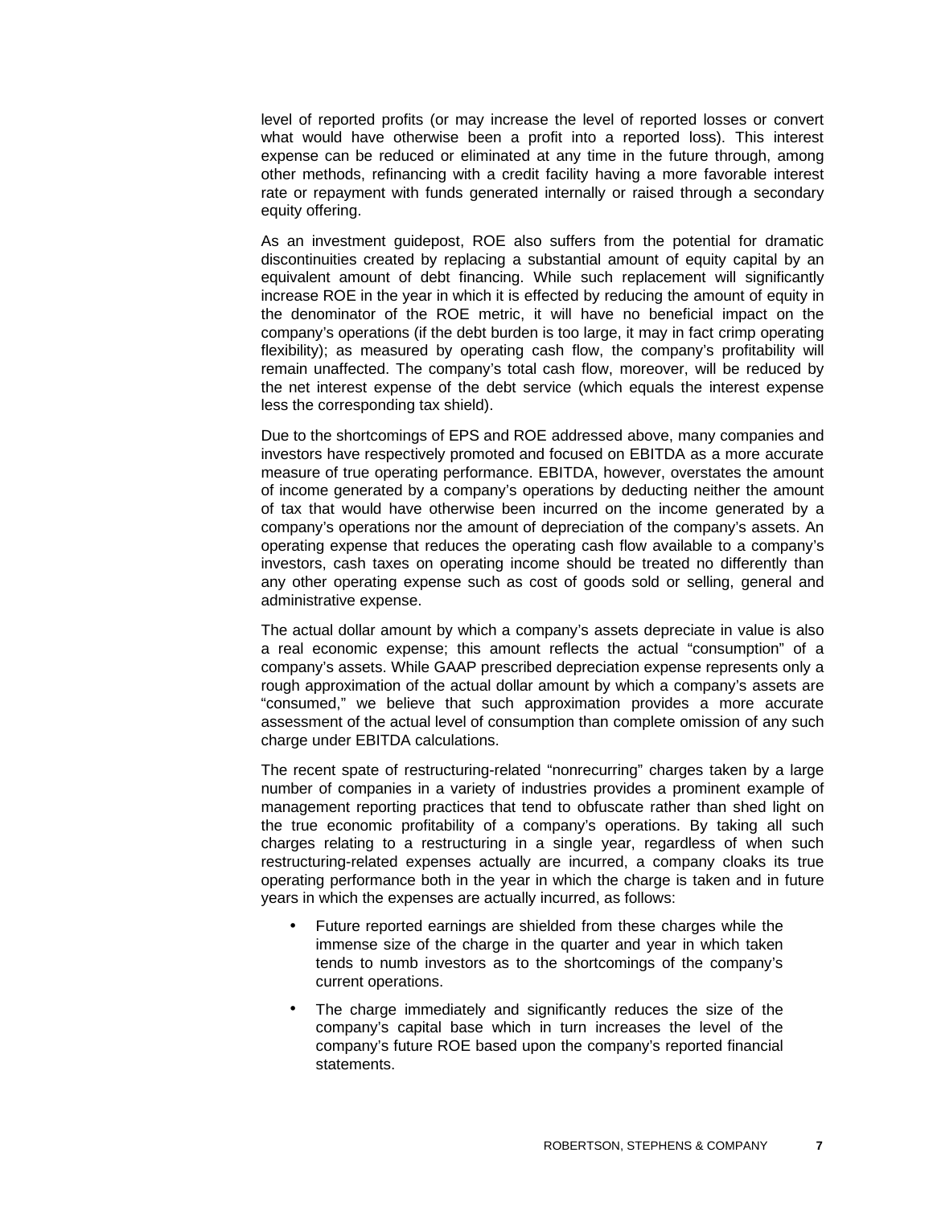level of reported profits (or may increase the level of reported losses or convert what would have otherwise been a profit into a reported loss). This interest expense can be reduced or eliminated at any time in the future through, among other methods, refinancing with a credit facility having a more favorable interest rate or repayment with funds generated internally or raised through a secondary equity offering.

As an investment guidepost, ROE also suffers from the potential for dramatic discontinuities created by replacing a substantial amount of equity capital by an equivalent amount of debt financing. While such replacement will significantly increase ROE in the year in which it is effected by reducing the amount of equity in the denominator of the ROE metric, it will have no beneficial impact on the company's operations (if the debt burden is too large, it may in fact crimp operating flexibility); as measured by operating cash flow, the company's profitability will remain unaffected. The company's total cash flow, moreover, will be reduced by the net interest expense of the debt service (which equals the interest expense less the corresponding tax shield).

Due to the shortcomings of EPS and ROE addressed above, many companies and investors have respectively promoted and focused on EBITDA as a more accurate measure of true operating performance. EBITDA, however, overstates the amount of income generated by a company's operations by deducting neither the amount of tax that would have otherwise been incurred on the income generated by a company's operations nor the amount of depreciation of the company's assets. An operating expense that reduces the operating cash flow available to a company's investors, cash taxes on operating income should be treated no differently than any other operating expense such as cost of goods sold or selling, general and administrative expense.

The actual dollar amount by which a company's assets depreciate in value is also a real economic expense; this amount reflects the actual "consumption" of a company's assets. While GAAP prescribed depreciation expense represents only a rough approximation of the actual dollar amount by which a company's assets are "consumed," we believe that such approximation provides a more accurate assessment of the actual level of consumption than complete omission of any such charge under EBITDA calculations.

The recent spate of restructuring-related "nonrecurring" charges taken by a large number of companies in a variety of industries provides a prominent example of management reporting practices that tend to obfuscate rather than shed light on the true economic profitability of a company's operations. By taking all such charges relating to a restructuring in a single year, regardless of when such restructuring-related expenses actually are incurred, a company cloaks its true operating performance both in the year in which the charge is taken and in future years in which the expenses are actually incurred, as follows:

- Future reported earnings are shielded from these charges while the immense size of the charge in the quarter and year in which taken tends to numb investors as to the shortcomings of the company's current operations.
- The charge immediately and significantly reduces the size of the company's capital base which in turn increases the level of the company's future ROE based upon the company's reported financial statements.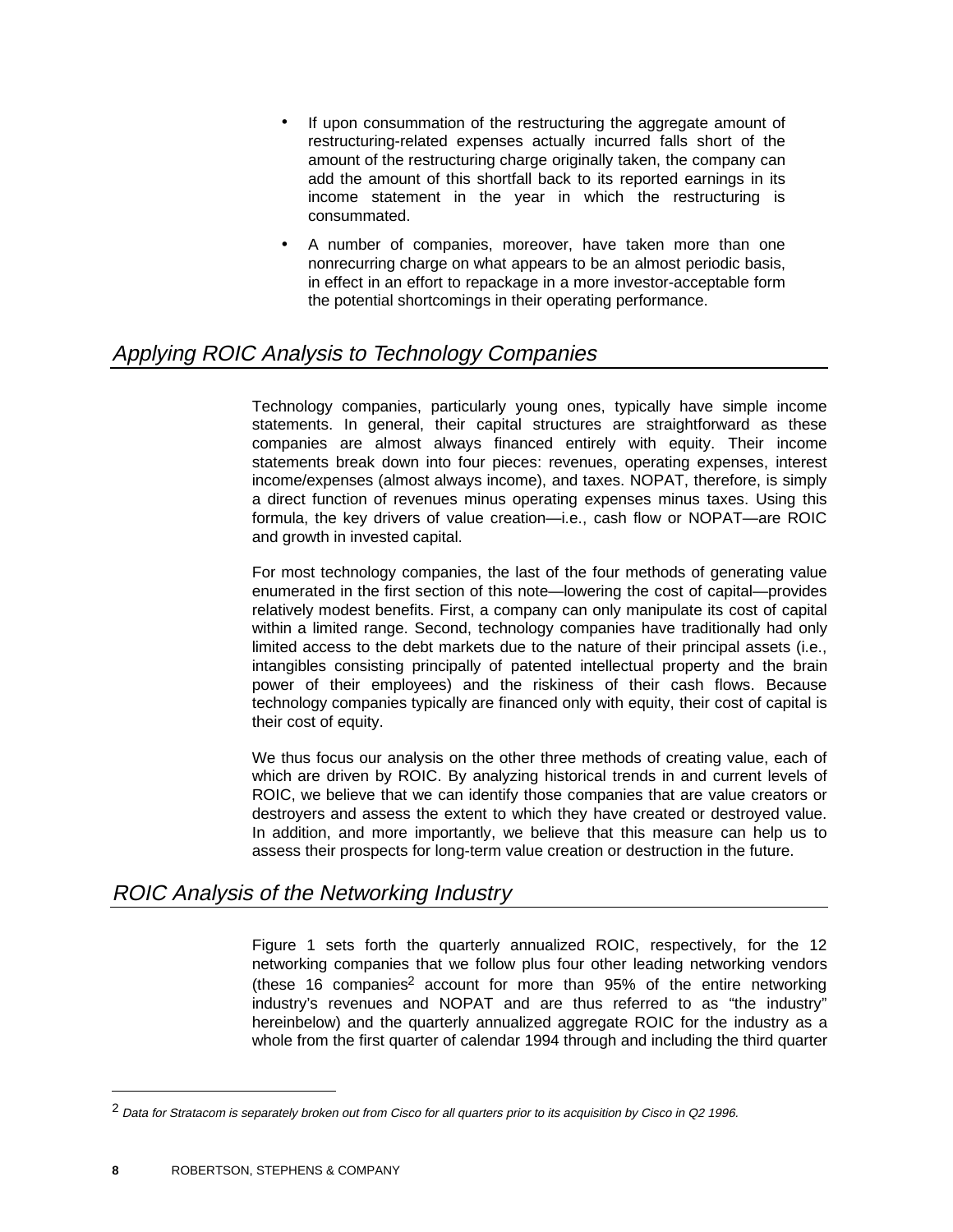- If upon consummation of the restructuring the aggregate amount of restructuring-related expenses actually incurred falls short of the amount of the restructuring charge originally taken, the company can add the amount of this shortfall back to its reported earnings in its income statement in the year in which the restructuring is consummated.
- A number of companies, moreover, have taken more than one nonrecurring charge on what appears to be an almost periodic basis, in effect in an effort to repackage in a more investor-acceptable form the potential shortcomings in their operating performance.

## *Applying ROIC Analysis to Technology Companies*

Technology companies, particularly young ones, typically have simple income statements. In general, their capital structures are straightforward as these companies are almost always financed entirely with equity. Their income statements break down into four pieces: revenues, operating expenses, interest income/expenses (almost always income), and taxes. NOPAT, therefore, is simply a direct function of revenues minus operating expenses minus taxes. Using this formula, the key drivers of value creation—i.e., cash flow or NOPAT—are ROIC and growth in invested capital.

For most technology companies, the last of the four methods of generating value enumerated in the first section of this note—lowering the cost of capital—provides relatively modest benefits. First, a company can only manipulate its cost of capital within a limited range. Second, technology companies have traditionally had only limited access to the debt markets due to the nature of their principal assets (i.e., intangibles consisting principally of patented intellectual property and the brain power of their employees) and the riskiness of their cash flows. Because technology companies typically are financed only with equity, their cost of capital is their cost of equity.

We thus focus our analysis on the other three methods of creating value, each of which are driven by ROIC. By analyzing historical trends in and current levels of ROIC, we believe that we can identify those companies that are value creators or destroyers and assess the extent to which they have created or destroyed value. In addition, and more importantly, we believe that this measure can help us to assess their prospects for long-term value creation or destruction in the future.

## *ROIC Analysis of the Networking Industry*

Figure 1 sets forth the quarterly annualized ROIC, respectively, for the 12 networking companies that we follow plus four other leading networking vendors (these 16 companies[2] account for more than 95% of the entire networking industry's revenues and NOPAT and are thus referred to as "the industry" hereinbelow) and the quarterly annualized aggregate ROIC for the industry as a whole from the first quarter of calendar 1994 through and including the third quarter

---

[2] *Data for Stratacom is separately broken out from Cisco for all quarters prior to its acquisition by Cisco in Q2 1996.*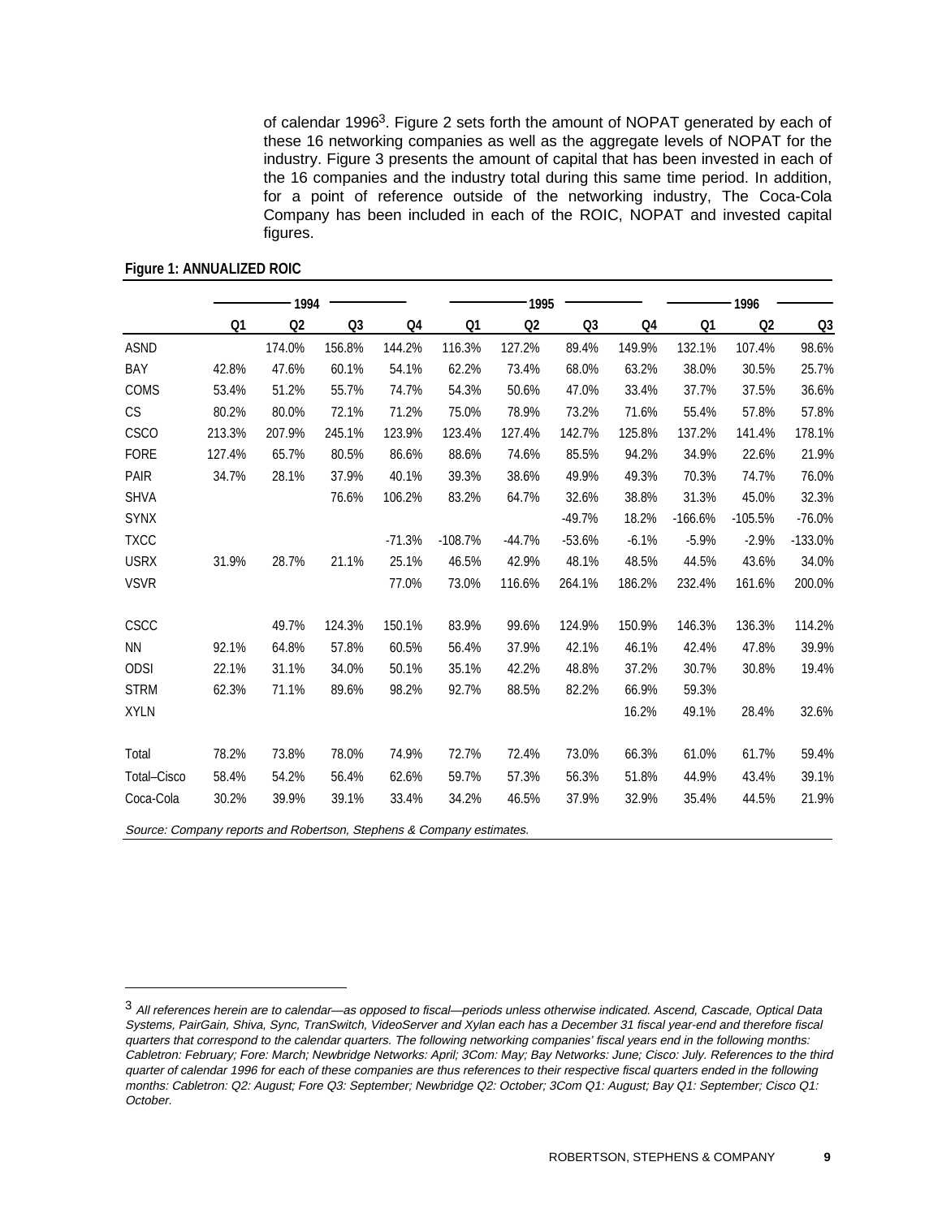of calendar 1996[3]. Figure 2 sets forth the amount of NOPAT generated by each of these 16 networking companies as well as the aggregate levels of NOPAT for the industry. Figure 3 presents the amount of capital that has been invested in each of the 16 companies and the industry total during this same time period. In addition, for a point of reference outside of the networking industry, The Coca-Cola Company has been included in each of the ROIC, NOPAT and invested capital figures.

**Figure 1: ANNUALIZED ROIC**

| | 1994 | | | | 1995 | | | | 1996 | | |
|---|---|---|---|---|---|---|---|---|---|---|---|
| | Q1 | Q2 | Q3 | Q4 | Q1 | Q2 | Q3 | Q4 | Q1 | Q2 | Q3 |
| ASND | | 174.0% | 156.8% | 144.2% | 116.3% | 127.2% | 89.4% | 149.9% | 132.1% | 107.4% | 98.6% |
| BAY | 42.8% | 47.6% | 60.1% | 54.1% | 62.2% | 73.4% | 68.0% | 63.2% | 38.0% | 30.5% | 25.7% |
| COMS | 53.4% | 51.2% | 55.7% | 74.7% | 54.3% | 50.6% | 47.0% | 33.4% | 37.7% | 37.5% | 36.6% |
| CS | 80.2% | 80.0% | 72.1% | 71.2% | 75.0% | 78.9% | 73.2% | 71.6% | 55.4% | 57.8% | 57.8% |
| CSCO | 213.3% | 207.9% | 245.1% | 123.9% | 123.4% | 127.4% | 142.7% | 125.8% | 137.2% | 141.4% | 178.1% |
| FORE | 127.4% | 65.7% | 80.5% | 86.6% | 88.6% | 74.6% | 85.5% | 94.2% | 34.9% | 22.6% | 21.9% |
| PAIR | 34.7% | 28.1% | 37.9% | 40.1% | 39.3% | 38.6% | 49.9% | 49.3% | 70.3% | 74.7% | 76.0% |
| SHVA | | | 76.6% | 106.2% | 83.2% | 64.7% | 32.6% | 38.8% | 31.3% | 45.0% | 32.3% |
| SYNX | | | | | | | -49.7% | 18.2% | -166.6% | -105.5% | -76.0% |
| TXCC | | | | -71.3% | -108.7% | -44.7% | -53.6% | -6.1% | -5.9% | -2.9% | -133.0% |
| USRX | 31.9% | 28.7% | 21.1% | 25.1% | 46.5% | 42.9% | 48.1% | 48.5% | 44.5% | 43.6% | 34.0% |
| VSVR | | | | 77.0% | 73.0% | 116.6% | 264.1% | 186.2% | 232.4% | 161.6% | 200.0% |
| | | | | | | | | | | | |
| CSCC | | 49.7% | 124.3% | 150.1% | 83.9% | 99.6% | 124.9% | 150.9% | 146.3% | 136.3% | 114.2% |
| NN | 92.1% | 64.8% | 57.8% | 60.5% | 56.4% | 37.9% | 42.1% | 46.1% | 42.4% | 47.8% | 39.9% |
| ODSI | 22.1% | 31.1% | 34.0% | 50.1% | 35.1% | 42.2% | 48.8% | 37.2% | 30.7% | 30.8% | 19.4% |
| STRM | 62.3% | 71.1% | 89.6% | 98.2% | 92.7% | 88.5% | 82.2% | 66.9% | 59.3% | | |
| XYLN | | | | | | | | 16.2% | 49.1% | 28.4% | 32.6% |
| | | | | | | | | | | | |
| Total | 78.2% | 73.8% | 78.0% | 74.9% | 72.7% | 72.4% | 73.0% | 66.3% | 61.0% | 61.7% | 59.4% |
| Total–Cisco | 58.4% | 54.2% | 56.4% | 62.6% | 59.7% | 57.3% | 56.3% | 51.8% | 44.9% | 43.4% | 39.1% |
| Coca-Cola | 30.2% | 39.9% | 39.1% | 33.4% | 34.2% | 46.5% | 37.9% | 32.9% | 35.4% | 44.5% | 21.9% |

*Source: Company reports and Robertson, Stephens & Company estimates.*

[3] *All references herein are to calendar—as opposed to fiscal—periods unless otherwise indicated. Ascend, Cascade, Optical Data Systems, PairGain, Shiva, Sync, TranSwitch, VideoServer and Xylan each has a December 31 fiscal year-end and therefore fiscal quarters that correspond to the calendar quarters. The following networking companies' fiscal years end in the following months: Cabletron: February; Fore: March; Newbridge Networks: April; 3Com: May; Bay Networks: June; Cisco: July. References to the third quarter of calendar 1996 for each of these companies are thus references to their respective fiscal quarters ended in the following months: Cabletron: Q2: August; Fore Q3: September; Newbridge Q2: October; 3Com Q1: August; Bay Q1: September; Cisco Q1: October.*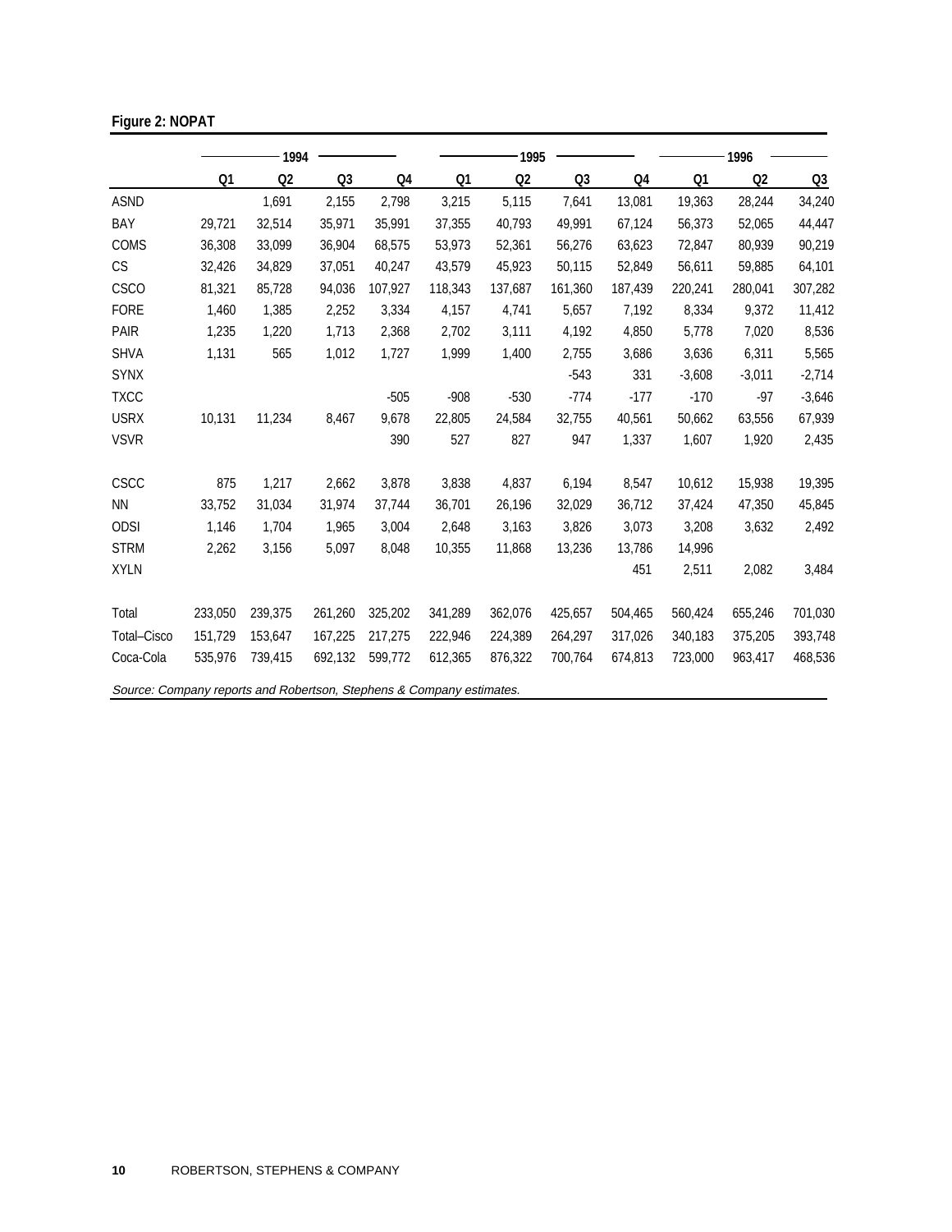**Figure 2: NOPAT**

| | 1994 | | | | 1995 | | | | 1996 | | |
|---|---|---|---|---|---|---|---|---|---|---|---|
| | Q1 | Q2 | Q3 | Q4 | Q1 | Q2 | Q3 | Q4 | Q1 | Q2 | Q3 |
| ASND | | 1,691 | 2,155 | 2,798 | 3,215 | 5,115 | 7,641 | 13,081 | 19,363 | 28,244 | 34,240 |
| BAY | 29,721 | 32,514 | 35,971 | 35,991 | 37,355 | 40,793 | 49,991 | 67,124 | 56,373 | 52,065 | 44,447 |
| COMS | 36,308 | 33,099 | 36,904 | 68,575 | 53,973 | 52,361 | 56,276 | 63,623 | 72,847 | 80,939 | 90,219 |
| CS | 32,426 | 34,829 | 37,051 | 40,247 | 43,579 | 45,923 | 50,115 | 52,849 | 56,611 | 59,885 | 64,101 |
| CSCO | 81,321 | 85,728 | 94,036 | 107,927 | 118,343 | 137,687 | 161,360 | 187,439 | 220,241 | 280,041 | 307,282 |
| FORE | 1,460 | 1,385 | 2,252 | 3,334 | 4,157 | 4,741 | 5,657 | 7,192 | 8,334 | 9,372 | 11,412 |
| PAIR | 1,235 | 1,220 | 1,713 | 2,368 | 2,702 | 3,111 | 4,192 | 4,850 | 5,778 | 7,020 | 8,536 |
| SHVA | 1,131 | 565 | 1,012 | 1,727 | 1,999 | 1,400 | 2,755 | 3,686 | 3,636 | 6,311 | 5,565 |
| SYNX | | | | | | | -543 | 331 | -3,608 | -3,011 | -2,714 |
| TXCC | | | | -505 | -908 | -530 | -774 | -177 | -170 | -97 | -3,646 |
| USRX | 10,131 | 11,234 | 8,467 | 9,678 | 22,805 | 24,584 | 32,755 | 40,561 | 50,662 | 63,556 | 67,939 |
| VSVR | | | | 390 | 527 | 827 | 947 | 1,337 | 1,607 | 1,920 | 2,435 |
| | | | | | | | | | | | |
| CSCC | 875 | 1,217 | 2,662 | 3,878 | 3,838 | 4,837 | 6,194 | 8,547 | 10,612 | 15,938 | 19,395 |
| NN | 33,752 | 31,034 | 31,974 | 37,744 | 36,701 | 26,196 | 32,029 | 36,712 | 37,424 | 47,350 | 45,845 |
| ODSI | 1,146 | 1,704 | 1,965 | 3,004 | 2,648 | 3,163 | 3,826 | 3,073 | 3,208 | 3,632 | 2,492 |
| STRM | 2,262 | 3,156 | 5,097 | 8,048 | 10,355 | 11,868 | 13,236 | 13,786 | 14,996 | | |
| XYLN | | | | | | | | 451 | 2,511 | 2,082 | 3,484 |
| | | | | | | | | | | | |
| Total | 233,050 | 239,375 | 261,260 | 325,202 | 341,289 | 362,076 | 425,657 | 504,465 | 560,424 | 655,246 | 701,030 |
| Total–Cisco | 151,729 | 153,647 | 167,225 | 217,275 | 222,946 | 224,389 | 264,297 | 317,026 | 340,183 | 375,205 | 393,748 |
| Coca-Cola | 535,976 | 739,415 | 692,132 | 599,772 | 612,365 | 876,322 | 700,764 | 674,813 | 723,000 | 963,417 | 468,536 |

*Source: Company reports and Robertson, Stephens & Company estimates.*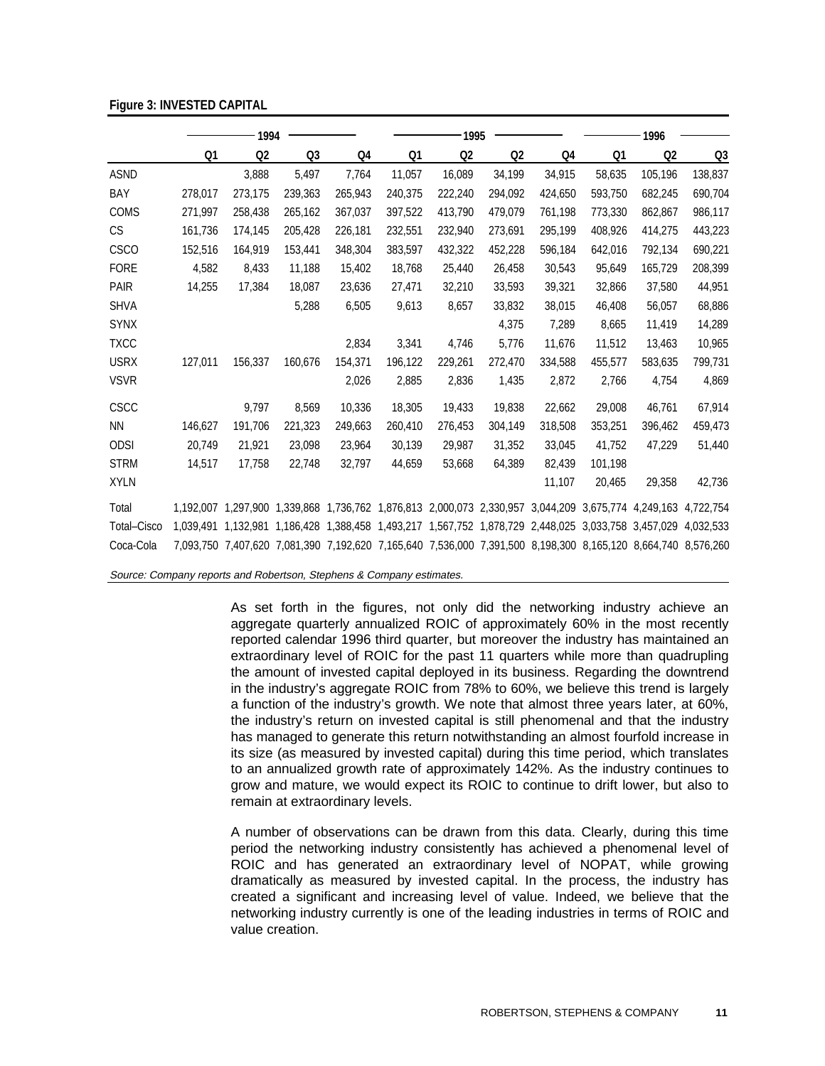**Figure 3: INVESTED CAPITAL**

| | 1994 | | | | 1995 | | | | 1996 | | |
|---|---|---|---|---|---|---|---|---|---|---|---|
| | Q1 | Q2 | Q3 | Q4 | Q1 | Q2 | Q2 | Q4 | Q1 | Q2 | Q3 |
| ASND | | 3,888 | 5,497 | 7,764 | 11,057 | 16,089 | 34,199 | 34,915 | 58,635 | 105,196 | 138,837 |
| BAY | 278,017 | 273,175 | 239,363 | 265,943 | 240,375 | 222,240 | 294,092 | 424,650 | 593,750 | 682,245 | 690,704 |
| COMS | 271,997 | 258,438 | 265,162 | 367,037 | 397,522 | 413,790 | 479,079 | 761,198 | 773,330 | 862,867 | 986,117 |
| CS | 161,736 | 174,145 | 205,428 | 226,181 | 232,551 | 232,940 | 273,691 | 295,199 | 408,926 | 414,275 | 443,223 |
| CSCO | 152,516 | 164,919 | 153,441 | 348,304 | 383,597 | 432,322 | 452,228 | 596,184 | 642,016 | 792,134 | 690,221 |
| FORE | 4,582 | 8,433 | 11,188 | 15,402 | 18,768 | 25,440 | 26,458 | 30,543 | 95,649 | 165,729 | 208,399 |
| PAIR | 14,255 | 17,384 | 18,087 | 23,636 | 27,471 | 32,210 | 33,593 | 39,321 | 32,866 | 37,580 | 44,951 |
| SHVA | | | 5,288 | 6,505 | 9,613 | 8,657 | 33,832 | 38,015 | 46,408 | 56,057 | 68,886 |
| SYNX | | | | | | | 4,375 | 7,289 | 8,665 | 11,419 | 14,289 |
| TXCC | | | | 2,834 | 3,341 | 4,746 | 5,776 | 11,676 | 11,512 | 13,463 | 10,965 |
| USRX | 127,011 | 156,337 | 160,676 | 154,371 | 196,122 | 229,261 | 272,470 | 334,588 | 455,577 | 583,635 | 799,731 |
| VSVR | | | | 2,026 | 2,885 | 2,836 | 1,435 | 2,872 | 2,766 | 4,754 | 4,869 |
| CSCC | | 9,797 | 8,569 | 10,336 | 18,305 | 19,433 | 19,838 | 22,662 | 29,008 | 46,761 | 67,914 |
| NN | 146,627 | 191,706 | 221,323 | 249,663 | 260,410 | 276,453 | 304,149 | 318,508 | 353,251 | 396,462 | 459,473 |
| ODSI | 20,749 | 21,921 | 23,098 | 23,964 | 30,139 | 29,987 | 31,352 | 33,045 | 41,752 | 47,229 | 51,440 |
| STRM | 14,517 | 17,758 | 22,748 | 32,797 | 44,659 | 53,668 | 64,389 | 82,439 | 101,198 | | |
| XYLN | | | | | | | | 11,107 | 20,465 | 29,358 | 42,736 |
| Total | 1,192,007 | 1,297,900 | 1,339,868 | 1,736,762 | 1,876,813 | 2,000,073 | 2,330,957 | 3,044,209 | 3,675,774 | 4,249,163 | 4,722,754 |
| Total–Cisco | 1,039,491 | 1,132,981 | 1,186,428 | 1,388,458 | 1,493,217 | 1,567,752 | 1,878,729 | 2,448,025 | 3,033,758 | 3,457,029 | 4,032,533 |
| Coca-Cola | 7,093,750 | 7,407,620 | 7,081,390 | 7,192,620 | 7,165,640 | 7,536,000 | 7,391,500 | 8,198,300 | 8,165,120 | 8,664,740 | 8,576,260 |

*Source: Company reports and Robertson, Stephens & Company estimates.*

As set forth in the figures, not only did the networking industry achieve an aggregate quarterly annualized ROIC of approximately 60% in the most recently reported calendar 1996 third quarter, but moreover the industry has maintained an extraordinary level of ROIC for the past 11 quarters while more than quadrupling the amount of invested capital deployed in its business. Regarding the downtrend in the industry's aggregate ROIC from 78% to 60%, we believe this trend is largely a function of the industry's growth. We note that almost three years later, at 60%, the industry's return on invested capital is still phenomenal and that the industry has managed to generate this return notwithstanding an almost fourfold increase in its size (as measured by invested capital) during this time period, which translates to an annualized growth rate of approximately 142%. As the industry continues to grow and mature, we would expect its ROIC to continue to drift lower, but also to remain at extraordinary levels.

A number of observations can be drawn from this data. Clearly, during this time period the networking industry consistently has achieved a phenomenal level of ROIC and has generated an extraordinary level of NOPAT, while growing dramatically as measured by invested capital. In the process, the industry has created a significant and increasing level of value. Indeed, we believe that the networking industry currently is one of the leading industries in terms of ROIC and value creation.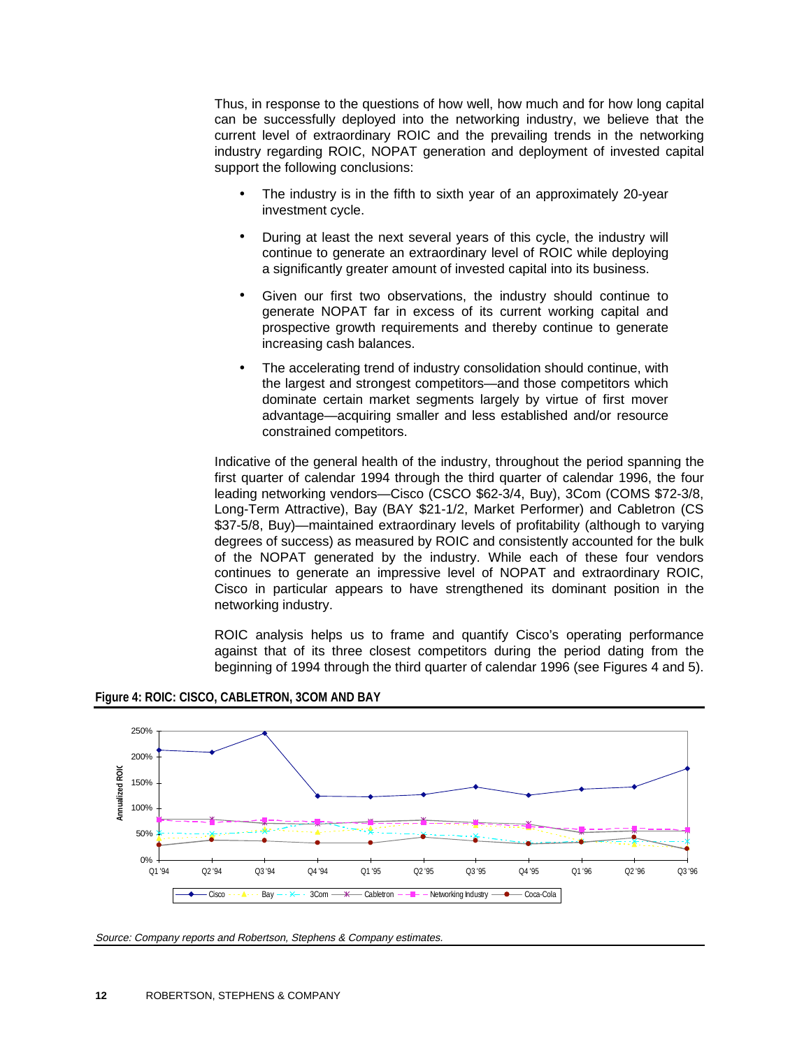Thus, in response to the questions of how well, how much and for how long capital can be successfully deployed into the networking industry, we believe that the current level of extraordinary ROIC and the prevailing trends in the networking industry regarding ROIC, NOPAT generation and deployment of invested capital support the following conclusions:

- The industry is in the fifth to sixth year of an approximately 20-year investment cycle.
- During at least the next several years of this cycle, the industry will continue to generate an extraordinary level of ROIC while deploying a significantly greater amount of invested capital into its business.
- Given our first two observations, the industry should continue to generate NOPAT far in excess of its current working capital and prospective growth requirements and thereby continue to generate increasing cash balances.
- The accelerating trend of industry consolidation should continue, with the largest and strongest competitors—and those competitors which dominate certain market segments largely by virtue of first mover advantage—acquiring smaller and less established and/or resource constrained competitors.

Indicative of the general health of the industry, throughout the period spanning the first quarter of calendar 1994 through the third quarter of calendar 1996, the four leading networking vendors—Cisco (CSCO $62-3/4, Buy), 3Com (COMS $72-3/8, Long-Term Attractive), Bay (BAY $21-1/2, Market Performer) and Cabletron (CS $37-5/8, Buy)—maintained extraordinary levels of profitability (although to varying degrees of success) as measured by ROIC and consistently accounted for the bulk of the NOPAT generated by the industry. While each of these four vendors continues to generate an impressive level of NOPAT and extraordinary ROIC, Cisco in particular appears to have strengthened its dominant position in the networking industry.

ROIC analysis helps us to frame and quantify Cisco's operating performance against that of its three closest competitors during the period dating from the beginning of 1994 through the third quarter of calendar 1996 (see Figures 4 and 5).

**Figure 4: ROIC: CISCO, CABLETRON, 3COM AND BAY**

*Source: Company reports and Robertson, Stephens & Company estimates.*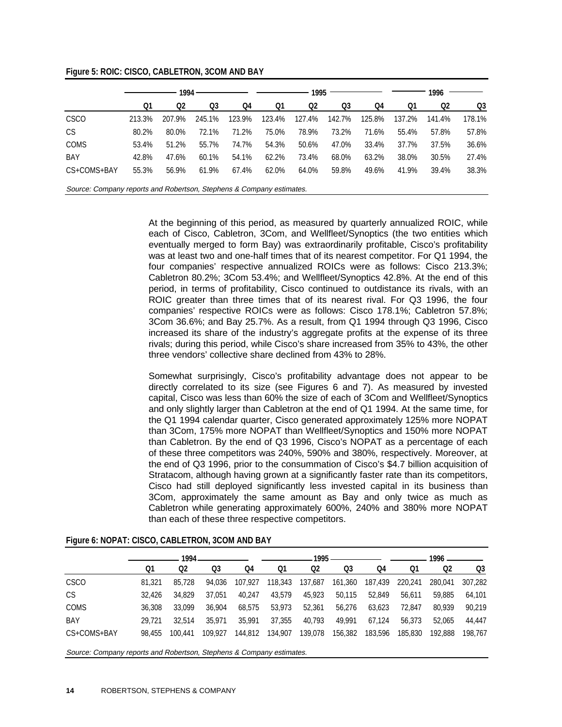**Figure 5: ROIC: CISCO, CABLETRON, 3COM AND BAY**

| | 1994 | | | | 1995 | | | | 1996 | | |
|---|---|---|---|---|---|---|---|---|---|---|---|
| | Q1 | Q2 | Q3 | Q4 | Q1 | Q2 | Q3 | Q4 | Q1 | Q2 | Q3 |
| CSCO | 213.3% | 207.9% | 245.1% | 123.9% | 123.4% | 127.4% | 142.7% | 125.8% | 137.2% | 141.4% | 178.1% |
| CS | 80.2% | 80.0% | 72.1% | 71.2% | 75.0% | 78.9% | 73.2% | 71.6% | 55.4% | 57.8% | 57.8% |
| COMS | 53.4% | 51.2% | 55.7% | 74.7% | 54.3% | 50.6% | 47.0% | 33.4% | 37.7% | 37.5% | 36.6% |
| BAY | 42.8% | 47.6% | 60.1% | 54.1% | 62.2% | 73.4% | 68.0% | 63.2% | 38.0% | 30.5% | 27.4% |
| CS+COMS+BAY | 55.3% | 56.9% | 61.9% | 67.4% | 62.0% | 64.0% | 59.8% | 49.6% | 41.9% | 39.4% | 38.3% |

*Source: Company reports and Robertson, Stephens & Company estimates.*

At the beginning of this period, as measured by quarterly annualized ROIC, while each of Cisco, Cabletron, 3Com, and Wellfleet/Synoptics (the two entities which eventually merged to form Bay) was extraordinarily profitable, Cisco's profitability was at least two and one-half times that of its nearest competitor. For Q1 1994, the four companies' respective annualized ROICs were as follows: Cisco 213.3%; Cabletron 80.2%; 3Com 53.4%; and Wellfleet/Synoptics 42.8%. At the end of this period, in terms of profitability, Cisco continued to outdistance its rivals, with an ROIC greater than three times that of its nearest rival. For Q3 1996, the four companies' respective ROICs were as follows: Cisco 178.1%; Cabletron 57.8%; 3Com 36.6%; and Bay 25.7%. As a result, from Q1 1994 through Q3 1996, Cisco increased its share of the industry's aggregate profits at the expense of its three rivals; during this period, while Cisco's share increased from 35% to 43%, the other three vendors' collective share declined from 43% to 28%.

Somewhat surprisingly, Cisco's profitability advantage does not appear to be directly correlated to its size (see Figures 6 and 7). As measured by invested capital, Cisco was less than 60% the size of each of 3Com and Wellfleet/Synoptics and only slightly larger than Cabletron at the end of Q1 1994. At the same time, for the Q1 1994 calendar quarter, Cisco generated approximately 125% more NOPAT than 3Com, 175% more NOPAT than Wellfleet/Synoptics and 150% more NOPAT than Cabletron. By the end of Q3 1996, Cisco's NOPAT as a percentage of each of these three competitors was 240%, 590% and 380%, respectively. Moreover, at the end of Q3 1996, prior to the consummation of Cisco's $4.7 billion acquisition of Stratacom, although having grown at a significantly faster rate than its competitors, Cisco had still deployed significantly less invested capital in its business than 3Com, approximately the same amount as Bay and only twice as much as Cabletron while generating approximately 600%, 240% and 380% more NOPAT than each of these three respective competitors.

**Figure 6: NOPAT: CISCO, CABLETRON, 3COM AND BAY**

| | 1994 | | | | 1995 | | | | 1996 | | |
|---|---|---|---|---|---|---|---|---|---|---|---|
| | Q1 | Q2 | Q3 | Q4 | Q1 | Q2 | Q3 | Q4 | Q1 | Q2 | Q3 |
| CSCO | 81,321 | 85,728 | 94,036 | 107,927 | 118,343 | 137,687 | 161,360 | 187,439 | 220,241 | 280,041 | 307,282 |
| CS | 32,426 | 34,829 | 37,051 | 40,247 | 43,579 | 45,923 | 50,115 | 52,849 | 56,611 | 59,885 | 64,101 |
| COMS | 36,308 | 33,099 | 36,904 | 68,575 | 53,973 | 52,361 | 56,276 | 63,623 | 72,847 | 80,939 | 90,219 |
| BAY | 29,721 | 32,514 | 35,971 | 35,991 | 37,355 | 40,793 | 49,991 | 67,124 | 56,373 | 52,065 | 44,447 |
| CS+COMS+BAY | 98,455 | 100,441 | 109,927 | 144,812 | 134,907 | 139,078 | 156,382 | 183,596 | 185,830 | 192,888 | 198,767 |

*Source: Company reports and Robertson, Stephens & Company estimates.*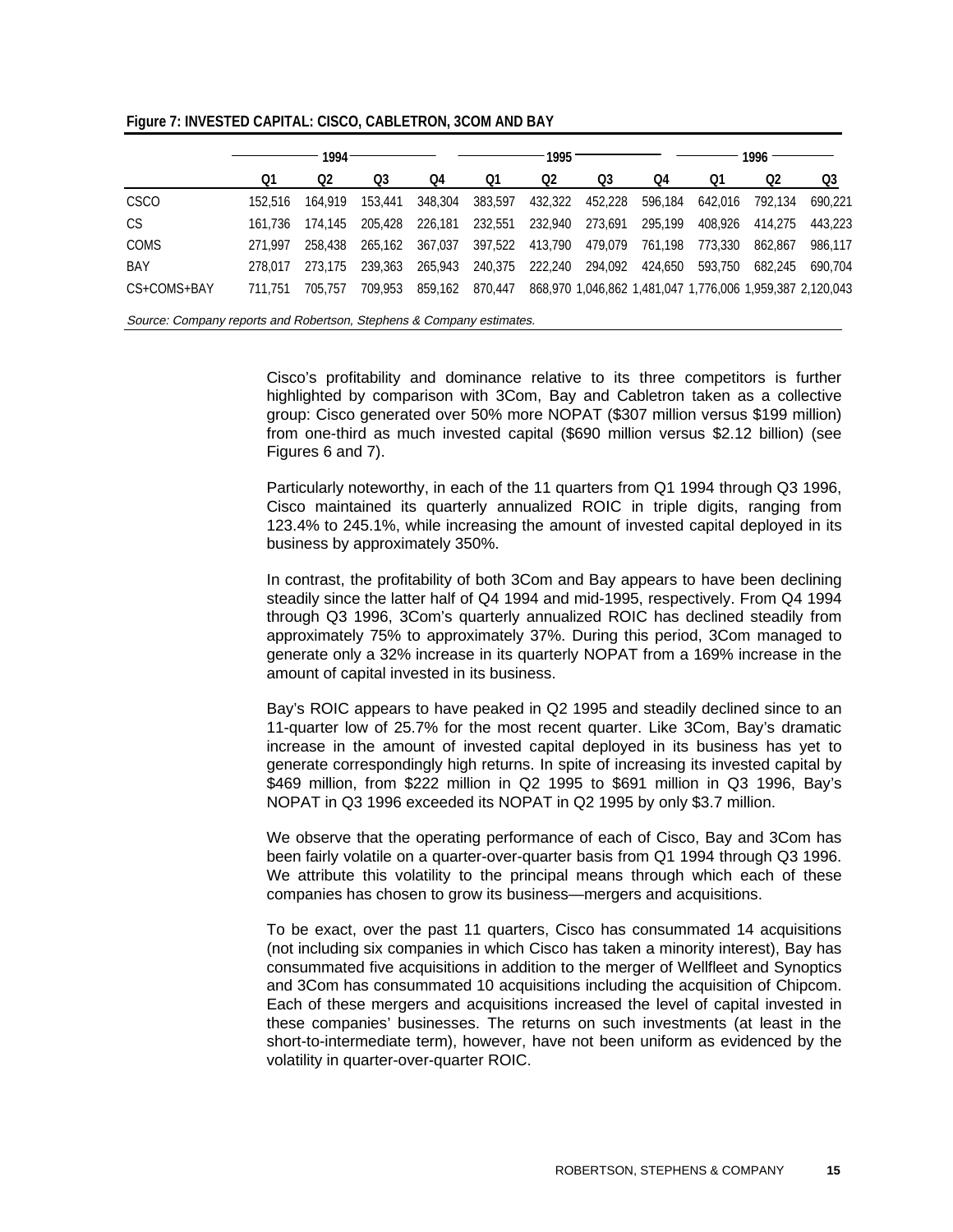**Figure 7: INVESTED CAPITAL: CISCO, CABLETRON, 3COM AND BAY**

| | 1994 | | | | 1995 | | | | 1996 | | |
|---|---|---|---|---|---|---|---|---|---|---|---|
| | Q1 | Q2 | Q3 | Q4 | Q1 | Q2 | Q3 | Q4 | Q1 | Q2 | Q3 |
| CSCO | 152,516 | 164,919 | 153,441 | 348,304 | 383,597 | 432,322 | 452,228 | 596,184 | 642,016 | 792,134 | 690,221 |
| CS | 161,736 | 174,145 | 205,428 | 226,181 | 232,551 | 232,940 | 273,691 | 295,199 | 408,926 | 414,275 | 443,223 |
| COMS | 271,997 | 258,438 | 265,162 | 367,037 | 397,522 | 413,790 | 479,079 | 761,198 | 773,330 | 862,867 | 986,117 |
| BAY | 278,017 | 273,175 | 239,363 | 265,943 | 240,375 | 222,240 | 294,092 | 424,650 | 593,750 | 682,245 | 690,704 |
| CS+COMS+BAY | 711,751 | 705,757 | 709,953 | 859,162 | 870,447 | 868,970 | 1,046,862 | 1,481,047 | 1,776,006 | 1,959,387 | 2,120,043 |

*Source: Company reports and Robertson, Stephens & Company estimates.*

Cisco's profitability and dominance relative to its three competitors is further highlighted by comparison with 3Com, Bay and Cabletron taken as a collective group: Cisco generated over 50% more NOPAT ($307 million versus $199 million) from one-third as much invested capital ($690 million versus $2.12 billion) (see Figures 6 and 7).

Particularly noteworthy, in each of the 11 quarters from Q1 1994 through Q3 1996, Cisco maintained its quarterly annualized ROIC in triple digits, ranging from 123.4% to 245.1%, while increasing the amount of invested capital deployed in its business by approximately 350%.

In contrast, the profitability of both 3Com and Bay appears to have been declining steadily since the latter half of Q4 1994 and mid-1995, respectively. From Q4 1994 through Q3 1996, 3Com's quarterly annualized ROIC has declined steadily from approximately 75% to approximately 37%. During this period, 3Com managed to generate only a 32% increase in its quarterly NOPAT from a 169% increase in the amount of capital invested in its business.

Bay's ROIC appears to have peaked in Q2 1995 and steadily declined since to an 11-quarter low of 25.7% for the most recent quarter. Like 3Com, Bay's dramatic increase in the amount of invested capital deployed in its business has yet to generate correspondingly high returns. In spite of increasing its invested capital by $469 million, from $222 million in Q2 1995 to $691 million in Q3 1996, Bay's NOPAT in Q3 1996 exceeded its NOPAT in Q2 1995 by only $3.7 million.

We observe that the operating performance of each of Cisco, Bay and 3Com has been fairly volatile on a quarter-over-quarter basis from Q1 1994 through Q3 1996. We attribute this volatility to the principal means through which each of these companies has chosen to grow its business—mergers and acquisitions.

To be exact, over the past 11 quarters, Cisco has consummated 14 acquisitions (not including six companies in which Cisco has taken a minority interest), Bay has consummated five acquisitions in addition to the merger of Wellfleet and Synoptics and 3Com has consummated 10 acquisitions including the acquisition of Chipcom. Each of these mergers and acquisitions increased the level of capital invested in these companies' businesses. The returns on such investments (at least in the short-to-intermediate term), however, have not been uniform as evidenced by the volatility in quarter-over-quarter ROIC.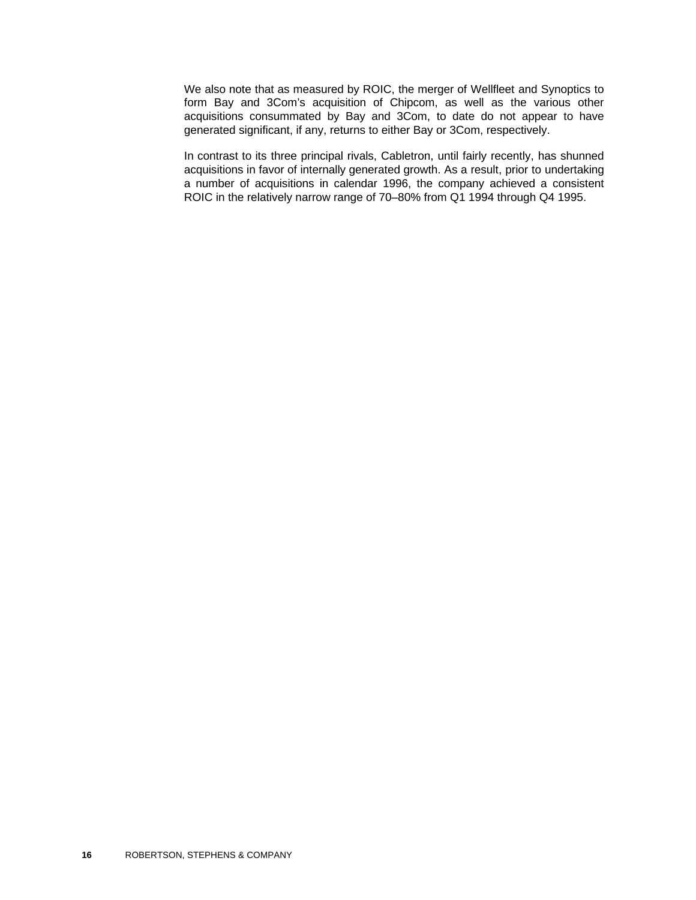We also note that as measured by ROIC, the merger of Wellfleet and Synoptics to form Bay and 3Com's acquisition of Chipcom, as well as the various other acquisitions consummated by Bay and 3Com, to date do not appear to have generated significant, if any, returns to either Bay or 3Com, respectively.

In contrast to its three principal rivals, Cabletron, until fairly recently, has shunned acquisitions in favor of internally generated growth. As a result, prior to undertaking a number of acquisitions in calendar 1996, the company achieved a consistent ROIC in the relatively narrow range of 70–80% from Q1 1994 through Q4 1995.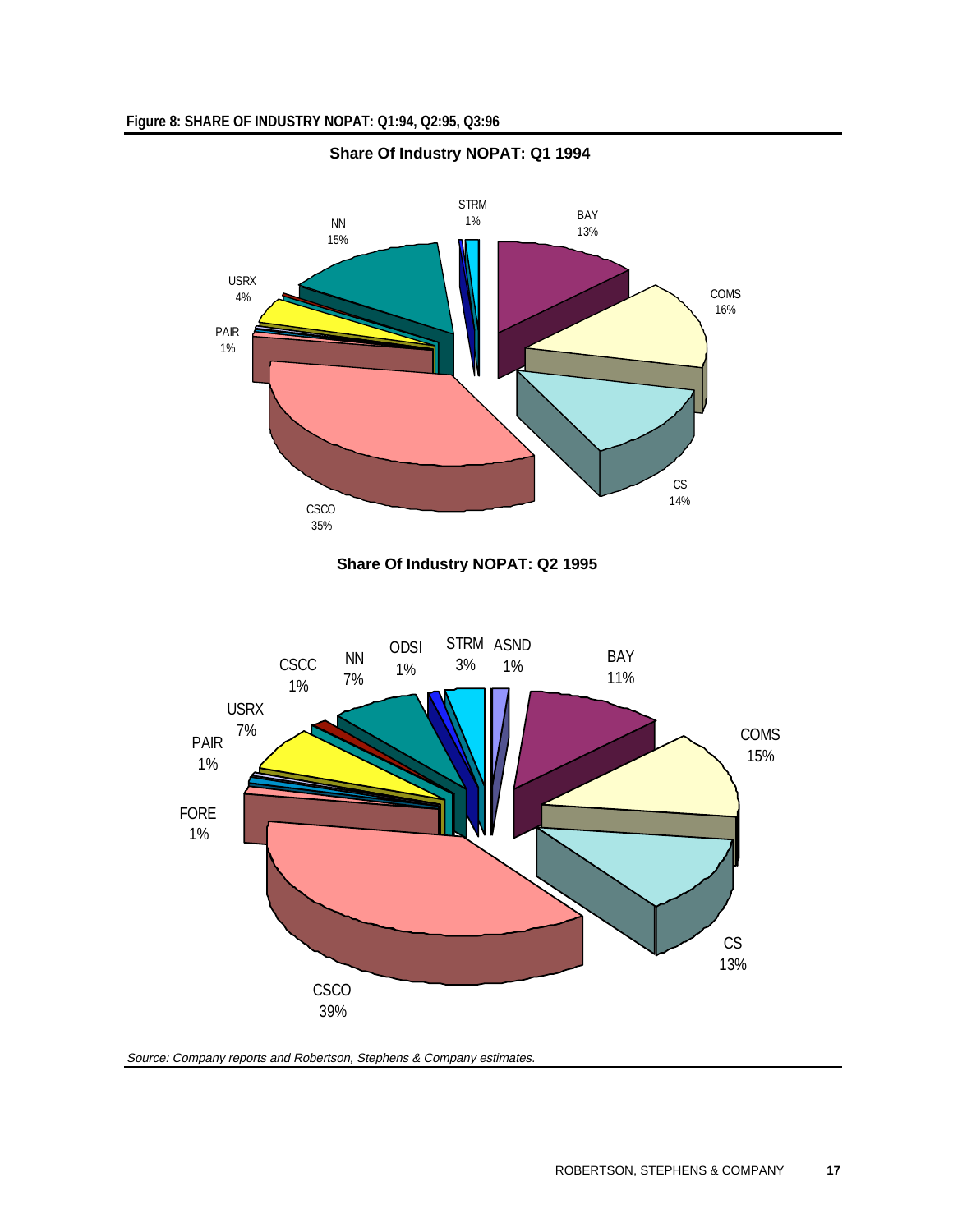**Figure 8: SHARE OF INDUSTRY NOPAT: Q1:94, Q2:95, Q3:96**

**Share Of Industry NOPAT: Q1 1994**

| Company | Share |
|---|---|
| STRM | 1% |
| BAY | 13% |
| COMS | 16% |
| CS | 14% |
| CSCO | 35% |
| PAIR | 1% |
| USRX | 4% |
| NN | 15% |

**Share Of Industry NOPAT: Q2 1995**

| Company | Share |
|---|---|
| STRM | 3% |
| ASND | 1% |
| BAY | 11% |
| COMS | 15% |
| CS | 13% |
| CSCO | 39% |
| FORE | 1% |
| PAIR | 1% |
| USRX | 7% |
| CSCC | 1% |
| NN | 7% |
| ODSI | 1% |

*Source: Company reports and Robertson, Stephens & Company estimates.*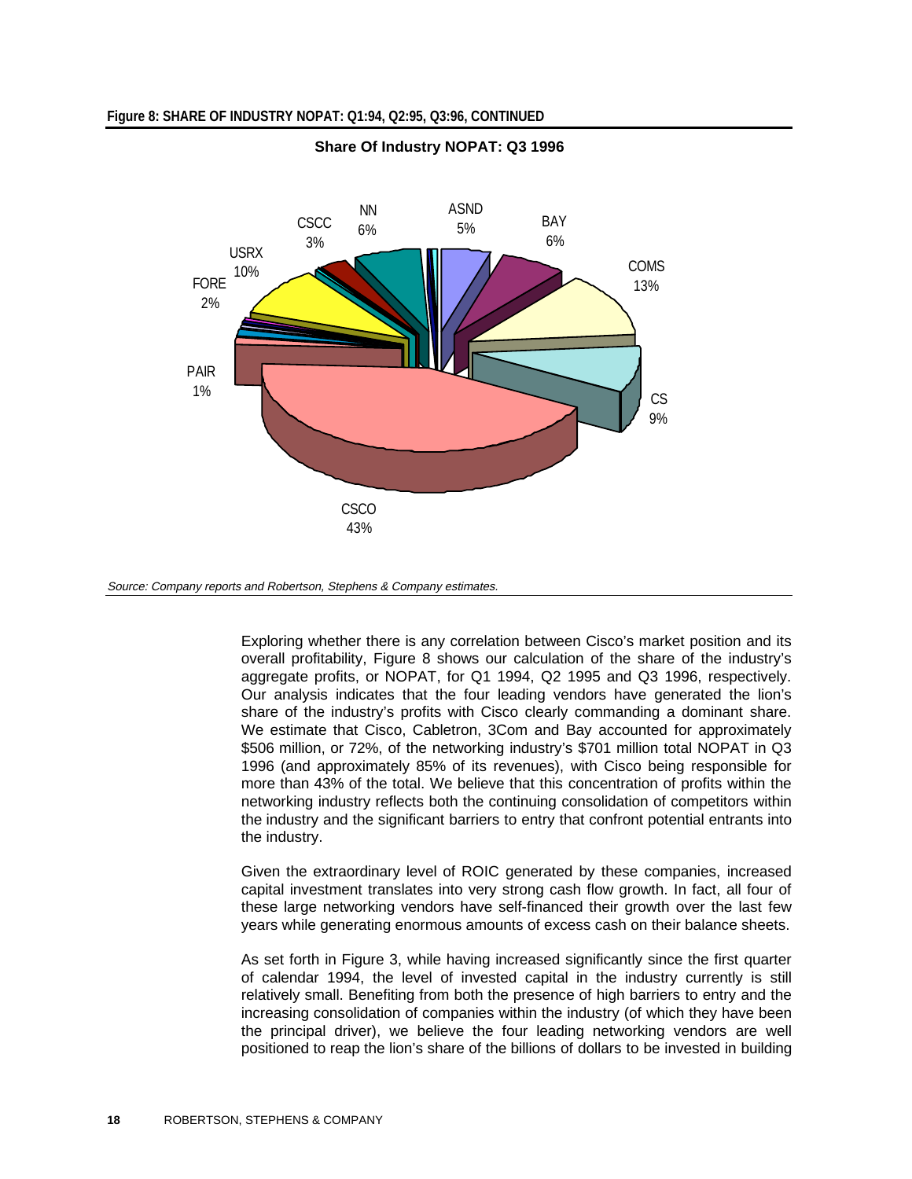**Figure 8: SHARE OF INDUSTRY NOPAT: Q1:94, Q2:95, Q3:96, CONTINUED**

**Share Of Industry NOPAT: Q3 1996**

| Company | Share |
|---|---|
| CSCO | 43% |
| COMS | 13% |
| USRX | 10% |
| CS | 9% |
| BAY | 6% |
| NN | 6% |
| ASND | 5% |
| CSCC | 3% |
| FORE | 2% |
| PAIR | 1% |

*Source: Company reports and Robertson, Stephens & Company estimates.*

Exploring whether there is any correlation between Cisco's market position and its overall profitability, Figure 8 shows our calculation of the share of the industry's aggregate profits, or NOPAT, for Q1 1994, Q2 1995 and Q3 1996, respectively. Our analysis indicates that the four leading vendors have generated the lion's share of the industry's profits with Cisco clearly commanding a dominant share. We estimate that Cisco, Cabletron, 3Com and Bay accounted for approximately $506 million, or 72%, of the networking industry's $701 million total NOPAT in Q3 1996 (and approximately 85% of its revenues), with Cisco being responsible for more than 43% of the total. We believe that this concentration of profits within the networking industry reflects both the continuing consolidation of competitors within the industry and the significant barriers to entry that confront potential entrants into the industry.

Given the extraordinary level of ROIC generated by these companies, increased capital investment translates into very strong cash flow growth. In fact, all four of these large networking vendors have self-financed their growth over the last few years while generating enormous amounts of excess cash on their balance sheets.

As set forth in Figure 3, while having increased significantly since the first quarter of calendar 1994, the level of invested capital in the industry currently is still relatively small. Benefiting from both the presence of high barriers to entry and the increasing consolidation of companies within the industry (of which they have been the principal driver), we believe the four leading networking vendors are well positioned to reap the lion's share of the billions of dollars to be invested in building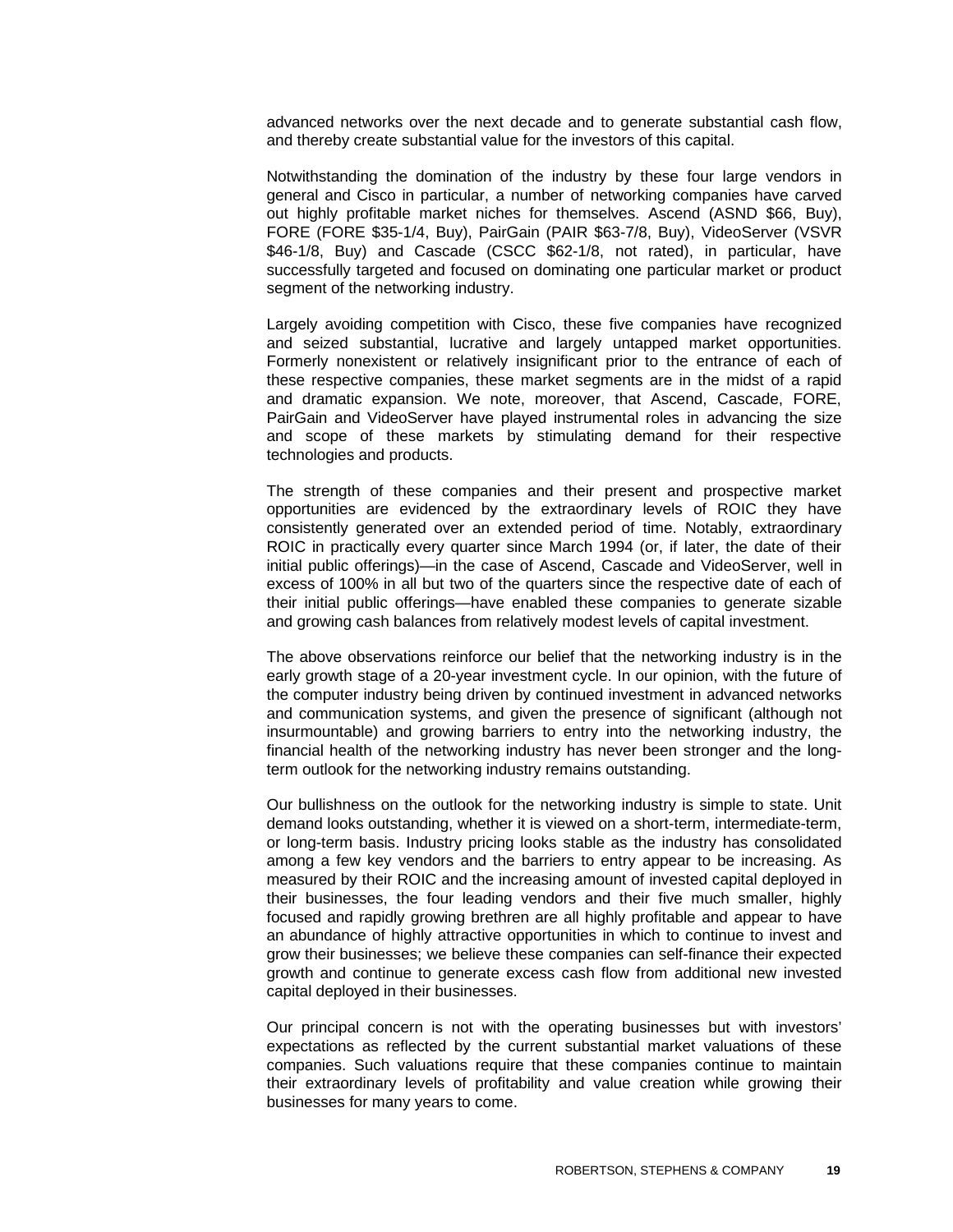advanced networks over the next decade and to generate substantial cash flow, and thereby create substantial value for the investors of this capital.

Notwithstanding the domination of the industry by these four large vendors in general and Cisco in particular, a number of networking companies have carved out highly profitable market niches for themselves. Ascend (ASND $66, Buy), FORE (FORE $35-1/4, Buy), PairGain (PAIR $63-7/8, Buy), VideoServer (VSVR $46-1/8, Buy) and Cascade (CSCC $62-1/8, not rated), in particular, have successfully targeted and focused on dominating one particular market or product segment of the networking industry.

Largely avoiding competition with Cisco, these five companies have recognized and seized substantial, lucrative and largely untapped market opportunities. Formerly nonexistent or relatively insignificant prior to the entrance of each of these respective companies, these market segments are in the midst of a rapid and dramatic expansion. We note, moreover, that Ascend, Cascade, FORE, PairGain and VideoServer have played instrumental roles in advancing the size and scope of these markets by stimulating demand for their respective technologies and products.

The strength of these companies and their present and prospective market opportunities are evidenced by the extraordinary levels of ROIC they have consistently generated over an extended period of time. Notably, extraordinary ROIC in practically every quarter since March 1994 (or, if later, the date of their initial public offerings)—in the case of Ascend, Cascade and VideoServer, well in excess of 100% in all but two of the quarters since the respective date of each of their initial public offerings—have enabled these companies to generate sizable and growing cash balances from relatively modest levels of capital investment.

The above observations reinforce our belief that the networking industry is in the early growth stage of a 20-year investment cycle. In our opinion, with the future of the computer industry being driven by continued investment in advanced networks and communication systems, and given the presence of significant (although not insurmountable) and growing barriers to entry into the networking industry, the financial health of the networking industry has never been stronger and the long-term outlook for the networking industry remains outstanding.

Our bullishness on the outlook for the networking industry is simple to state. Unit demand looks outstanding, whether it is viewed on a short-term, intermediate-term, or long-term basis. Industry pricing looks stable as the industry has consolidated among a few key vendors and the barriers to entry appear to be increasing. As measured by their ROIC and the increasing amount of invested capital deployed in their businesses, the four leading vendors and their five much smaller, highly focused and rapidly growing brethren are all highly profitable and appear to have an abundance of highly attractive opportunities in which to continue to invest and grow their businesses; we believe these companies can self-finance their expected growth and continue to generate excess cash flow from additional new invested capital deployed in their businesses.

Our principal concern is not with the operating businesses but with investors' expectations as reflected by the current substantial market valuations of these companies. Such valuations require that these companies continue to maintain their extraordinary levels of profitability and value creation while growing their businesses for many years to come.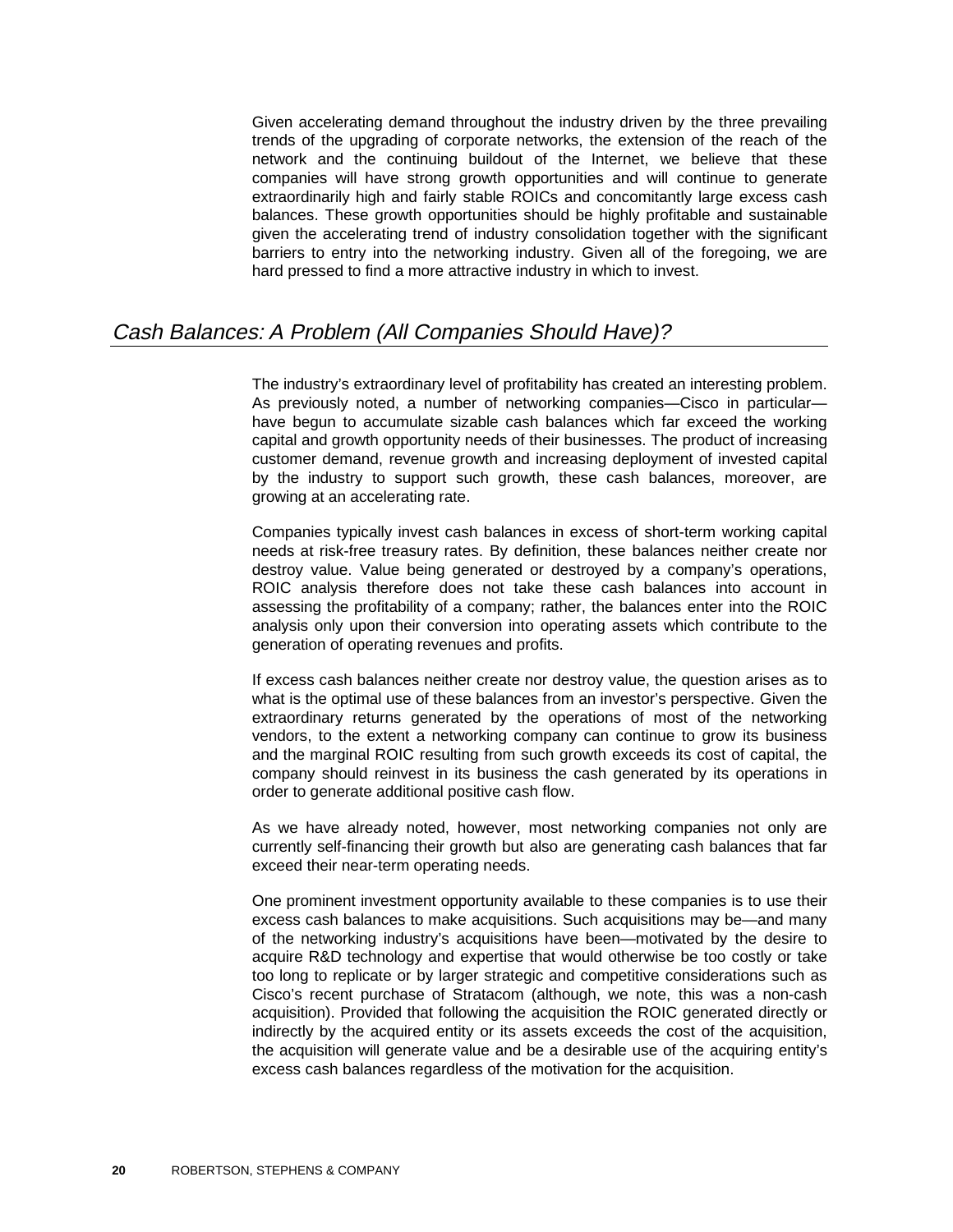Given accelerating demand throughout the industry driven by the three prevailing trends of the upgrading of corporate networks, the extension of the reach of the network and the continuing buildout of the Internet, we believe that these companies will have strong growth opportunities and will continue to generate extraordinarily high and fairly stable ROICs and concomitantly large excess cash balances. These growth opportunities should be highly profitable and sustainable given the accelerating trend of industry consolidation together with the significant barriers to entry into the networking industry. Given all of the foregoing, we are hard pressed to find a more attractive industry in which to invest.

## *Cash Balances: A Problem (All Companies Should Have)?*

The industry's extraordinary level of profitability has created an interesting problem. As previously noted, a number of networking companies—Cisco in particular—have begun to accumulate sizable cash balances which far exceed the working capital and growth opportunity needs of their businesses. The product of increasing customer demand, revenue growth and increasing deployment of invested capital by the industry to support such growth, these cash balances, moreover, are growing at an accelerating rate.

Companies typically invest cash balances in excess of short-term working capital needs at risk-free treasury rates. By definition, these balances neither create nor destroy value. Value being generated or destroyed by a company's operations, ROIC analysis therefore does not take these cash balances into account in assessing the profitability of a company; rather, the balances enter into the ROIC analysis only upon their conversion into operating assets which contribute to the generation of operating revenues and profits.

If excess cash balances neither create nor destroy value, the question arises as to what is the optimal use of these balances from an investor's perspective. Given the extraordinary returns generated by the operations of most of the networking vendors, to the extent a networking company can continue to grow its business and the marginal ROIC resulting from such growth exceeds its cost of capital, the company should reinvest in its business the cash generated by its operations in order to generate additional positive cash flow.

As we have already noted, however, most networking companies not only are currently self-financing their growth but also are generating cash balances that far exceed their near-term operating needs.

One prominent investment opportunity available to these companies is to use their excess cash balances to make acquisitions. Such acquisitions may be—and many of the networking industry's acquisitions have been—motivated by the desire to acquire R&D technology and expertise that would otherwise be too costly or take too long to replicate or by larger strategic and competitive considerations such as Cisco's recent purchase of Stratacom (although, we note, this was a non-cash acquisition). Provided that following the acquisition the ROIC generated directly or indirectly by the acquired entity or its assets exceeds the cost of the acquisition, the acquisition will generate value and be a desirable use of the acquiring entity's excess cash balances regardless of the motivation for the acquisition.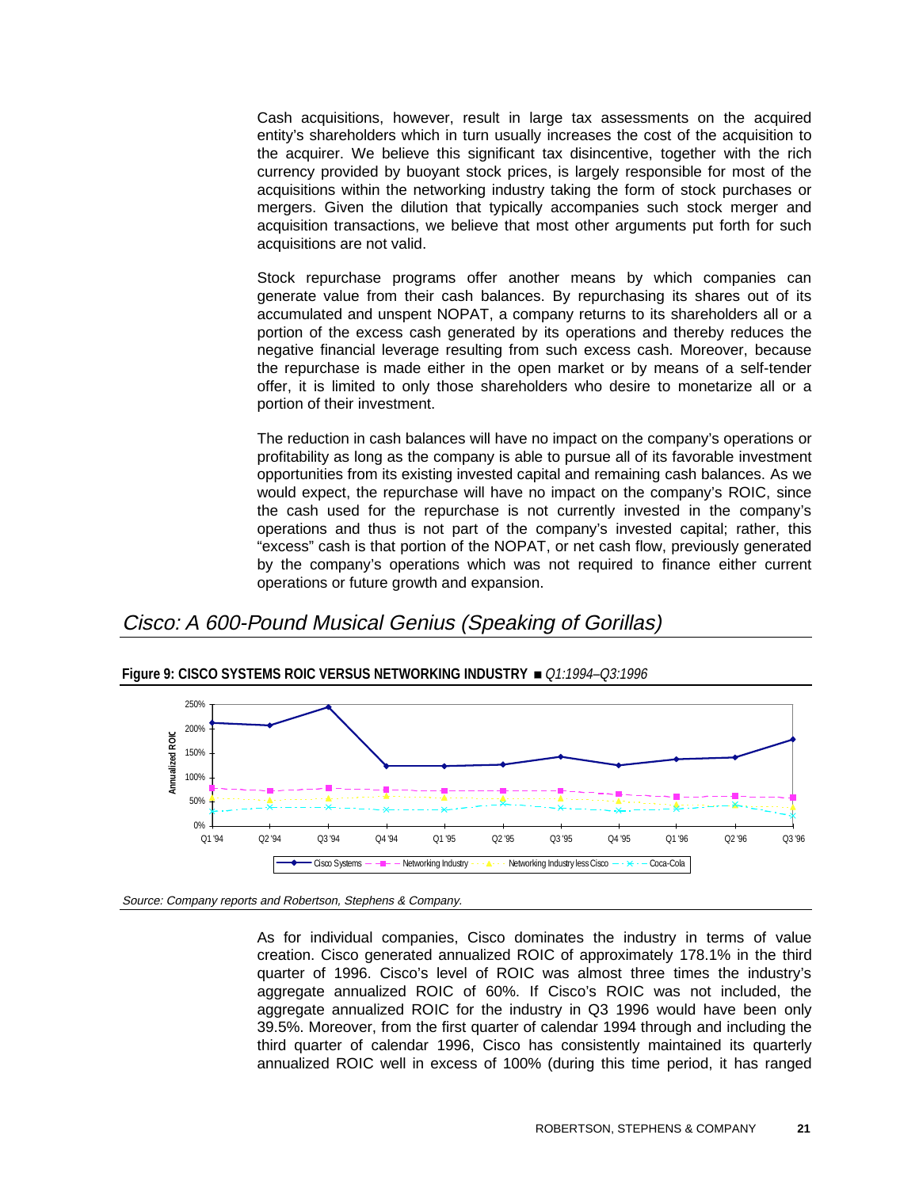Cash acquisitions, however, result in large tax assessments on the acquired entity's shareholders which in turn usually increases the cost of the acquisition to the acquirer. We believe this significant tax disincentive, together with the rich currency provided by buoyant stock prices, is largely responsible for most of the acquisitions within the networking industry taking the form of stock purchases or mergers. Given the dilution that typically accompanies such stock merger and acquisition transactions, we believe that most other arguments put forth for such acquisitions are not valid.

Stock repurchase programs offer another means by which companies can generate value from their cash balances. By repurchasing its shares out of its accumulated and unspent NOPAT, a company returns to its shareholders all or a portion of the excess cash generated by its operations and thereby reduces the negative financial leverage resulting from such excess cash. Moreover, because the repurchase is made either in the open market or by means of a self-tender offer, it is limited to only those shareholders who desire to monetarize all or a portion of their investment.

The reduction in cash balances will have no impact on the company's operations or profitability as long as the company is able to pursue all of its favorable investment opportunities from its existing invested capital and remaining cash balances. As we would expect, the repurchase will have no impact on the company's ROIC, since the cash used for the repurchase is not currently invested in the company's operations and thus is not part of the company's invested capital; rather, this "excess" cash is that portion of the NOPAT, or net cash flow, previously generated by the company's operations which was not required to finance either current operations or future growth and expansion.

## *Cisco: A 600-Pound Musical Genius (Speaking of Gorillas)*

**Figure 9: CISCO SYSTEMS ROIC VERSUS NETWORKING INDUSTRY** ■ *Q1:1994–Q3:1996*

*Source: Company reports and Robertson, Stephens & Company.*

As for individual companies, Cisco dominates the industry in terms of value creation. Cisco generated annualized ROIC of approximately 178.1% in the third quarter of 1996. Cisco's level of ROIC was almost three times the industry's aggregate annualized ROIC of 60%. If Cisco's ROIC was not included, the aggregate annualized ROIC for the industry in Q3 1996 would have been only 39.5%. Moreover, from the first quarter of calendar 1994 through and including the third quarter of calendar 1996, Cisco has consistently maintained its quarterly annualized ROIC well in excess of 100% (during this time period, it has ranged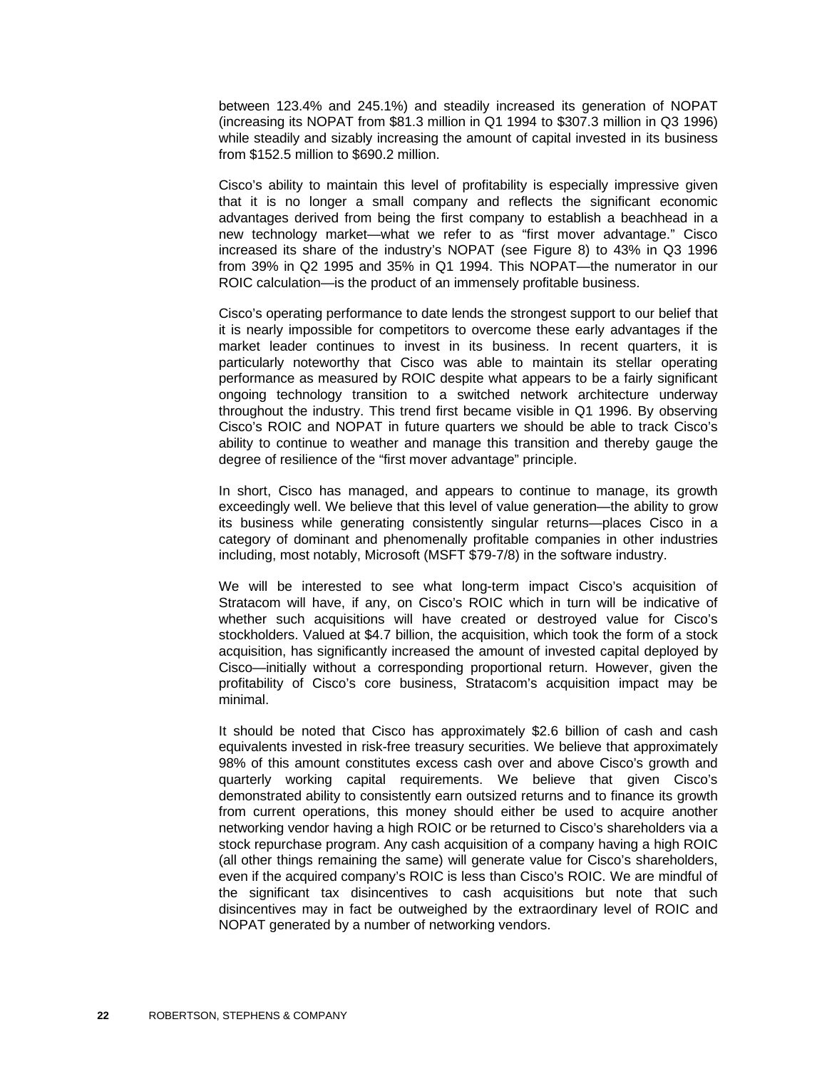between 123.4% and 245.1%) and steadily increased its generation of NOPAT (increasing its NOPAT from $81.3 million in Q1 1994 to $307.3 million in Q3 1996) while steadily and sizably increasing the amount of capital invested in its business from $152.5 million to $690.2 million.

Cisco's ability to maintain this level of profitability is especially impressive given that it is no longer a small company and reflects the significant economic advantages derived from being the first company to establish a beachhead in a new technology market—what we refer to as "first mover advantage." Cisco increased its share of the industry's NOPAT (see Figure 8) to 43% in Q3 1996 from 39% in Q2 1995 and 35% in Q1 1994. This NOPAT—the numerator in our ROIC calculation—is the product of an immensely profitable business.

Cisco's operating performance to date lends the strongest support to our belief that it is nearly impossible for competitors to overcome these early advantages if the market leader continues to invest in its business. In recent quarters, it is particularly noteworthy that Cisco was able to maintain its stellar operating performance as measured by ROIC despite what appears to be a fairly significant ongoing technology transition to a switched network architecture underway throughout the industry. This trend first became visible in Q1 1996. By observing Cisco's ROIC and NOPAT in future quarters we should be able to track Cisco's ability to continue to weather and manage this transition and thereby gauge the degree of resilience of the "first mover advantage" principle.

In short, Cisco has managed, and appears to continue to manage, its growth exceedingly well. We believe that this level of value generation—the ability to grow its business while generating consistently singular returns—places Cisco in a category of dominant and phenomenally profitable companies in other industries including, most notably, Microsoft (MSFT $79-7/8) in the software industry.

We will be interested to see what long-term impact Cisco's acquisition of Stratacom will have, if any, on Cisco's ROIC which in turn will be indicative of whether such acquisitions will have created or destroyed value for Cisco's stockholders. Valued at $4.7 billion, the acquisition, which took the form of a stock acquisition, has significantly increased the amount of invested capital deployed by Cisco—initially without a corresponding proportional return. However, given the profitability of Cisco's core business, Stratacom's acquisition impact may be minimal.

It should be noted that Cisco has approximately $2.6 billion of cash and cash equivalents invested in risk-free treasury securities. We believe that approximately 98% of this amount constitutes excess cash over and above Cisco's growth and quarterly working capital requirements. We believe that given Cisco's demonstrated ability to consistently earn outsized returns and to finance its growth from current operations, this money should either be used to acquire another networking vendor having a high ROIC or be returned to Cisco's shareholders via a stock repurchase program. Any cash acquisition of a company having a high ROIC (all other things remaining the same) will generate value for Cisco's shareholders, even if the acquired company's ROIC is less than Cisco's ROIC. We are mindful of the significant tax disincentives to cash acquisitions but note that such disincentives may in fact be outweighed by the extraordinary level of ROIC and NOPAT generated by a number of networking vendors.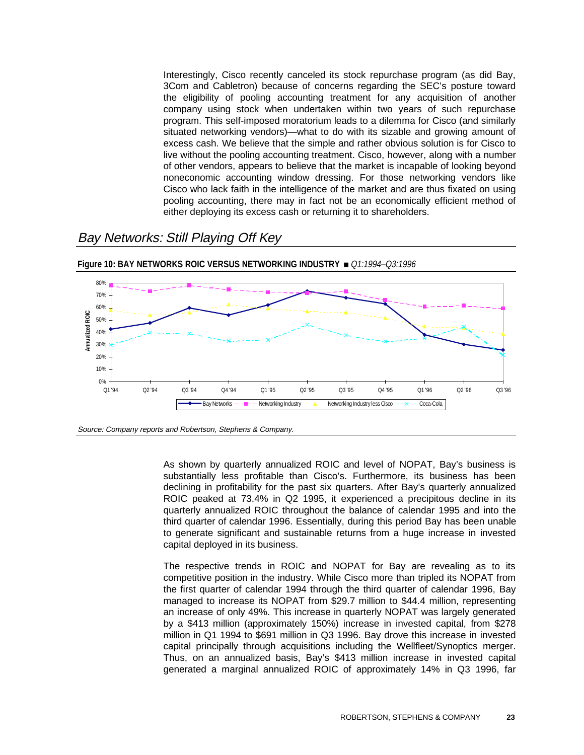Interestingly, Cisco recently canceled its stock repurchase program (as did Bay, 3Com and Cabletron) because of concerns regarding the SEC's posture toward the eligibility of pooling accounting treatment for any acquisition of another company using stock when undertaken within two years of such repurchase program. This self-imposed moratorium leads to a dilemma for Cisco (and similarly situated networking vendors)—what to do with its sizable and growing amount of excess cash. We believe that the simple and rather obvious solution is for Cisco to live without the pooling accounting treatment. Cisco, however, along with a number of other vendors, appears to believe that the market is incapable of looking beyond noneconomic accounting window dressing. For those networking vendors like Cisco who lack faith in the intelligence of the market and are thus fixated on using pooling accounting, there may in fact not be an economically efficient method of either deploying its excess cash or returning it to shareholders.

## *Bay Networks: Still Playing Off Key*

**Figure 10: BAY NETWORKS ROIC VERSUS NETWORKING INDUSTRY** ■ *Q1:1994–Q3:1996*

*Source: Company reports and Robertson, Stephens & Company.*

As shown by quarterly annualized ROIC and level of NOPAT, Bay's business is substantially less profitable than Cisco's. Furthermore, its business has been declining in profitability for the past six quarters. After Bay's quarterly annualized ROIC peaked at 73.4% in Q2 1995, it experienced a precipitous decline in its quarterly annualized ROIC throughout the balance of calendar 1995 and into the third quarter of calendar 1996. Essentially, during this period Bay has been unable to generate significant and sustainable returns from a huge increase in invested capital deployed in its business.

The respective trends in ROIC and NOPAT for Bay are revealing as to its competitive position in the industry. While Cisco more than tripled its NOPAT from the first quarter of calendar 1994 through the third quarter of calendar 1996, Bay managed to increase its NOPAT from $29.7 million to $44.4 million, representing an increase of only 49%. This increase in quarterly NOPAT was largely generated by a $413 million (approximately 150%) increase in invested capital, from $278 million in Q1 1994 to $691 million in Q3 1996. Bay drove this increase in invested capital principally through acquisitions including the Wellfleet/Synoptics merger. Thus, on an annualized basis, Bay's $413 million increase in invested capital generated a marginal annualized ROIC of approximately 14% in Q3 1996, far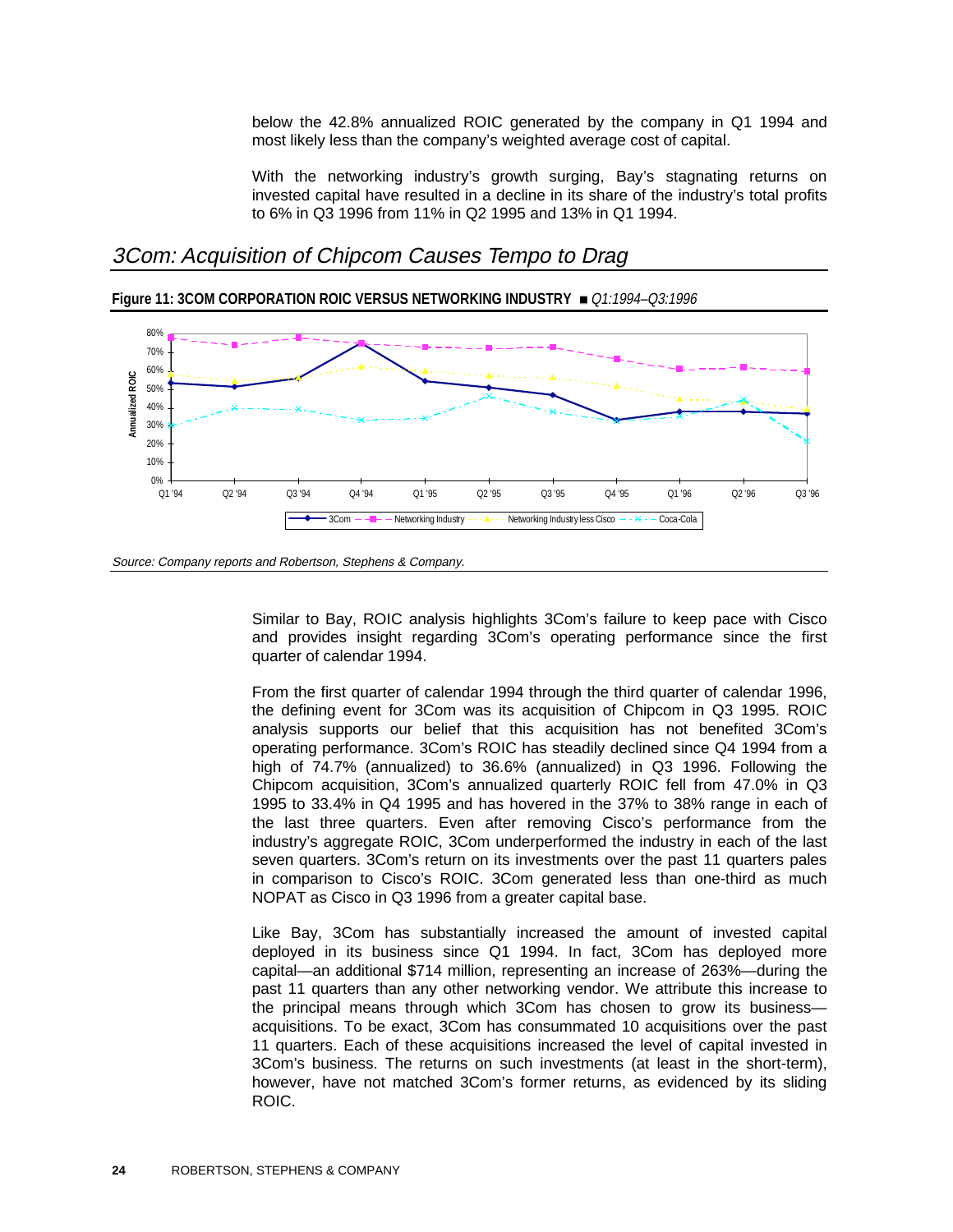below the 42.8% annualized ROIC generated by the company in Q1 1994 and most likely less than the company's weighted average cost of capital.

With the networking industry's growth surging, Bay's stagnating returns on invested capital have resulted in a decline in its share of the industry's total profits to 6% in Q3 1996 from 11% in Q2 1995 and 13% in Q1 1994.

## *3Com: Acquisition of Chipcom Causes Tempo to Drag*

**Figure 11: 3COM CORPORATION ROIC VERSUS NETWORKING INDUSTRY** ■ *Q1:1994–Q3:1996*

*Source: Company reports and Robertson, Stephens & Company.*

Similar to Bay, ROIC analysis highlights 3Com's failure to keep pace with Cisco and provides insight regarding 3Com's operating performance since the first quarter of calendar 1994.

From the first quarter of calendar 1994 through the third quarter of calendar 1996, the defining event for 3Com was its acquisition of Chipcom in Q3 1995. ROIC analysis supports our belief that this acquisition has not benefited 3Com's operating performance. 3Com's ROIC has steadily declined since Q4 1994 from a high of 74.7% (annualized) to 36.6% (annualized) in Q3 1996. Following the Chipcom acquisition, 3Com's annualized quarterly ROIC fell from 47.0% in Q3 1995 to 33.4% in Q4 1995 and has hovered in the 37% to 38% range in each of the last three quarters. Even after removing Cisco's performance from the industry's aggregate ROIC, 3Com underperformed the industry in each of the last seven quarters. 3Com's return on its investments over the past 11 quarters pales in comparison to Cisco's ROIC. 3Com generated less than one-third as much NOPAT as Cisco in Q3 1996 from a greater capital base.

Like Bay, 3Com has substantially increased the amount of invested capital deployed in its business since Q1 1994. In fact, 3Com has deployed more capital—an additional $714 million, representing an increase of 263%—during the past 11 quarters than any other networking vendor. We attribute this increase to the principal means through which 3Com has chosen to grow its business—acquisitions. To be exact, 3Com has consummated 10 acquisitions over the past 11 quarters. Each of these acquisitions increased the level of capital invested in 3Com's business. The returns on such investments (at least in the short-term), however, have not matched 3Com's former returns, as evidenced by its sliding ROIC.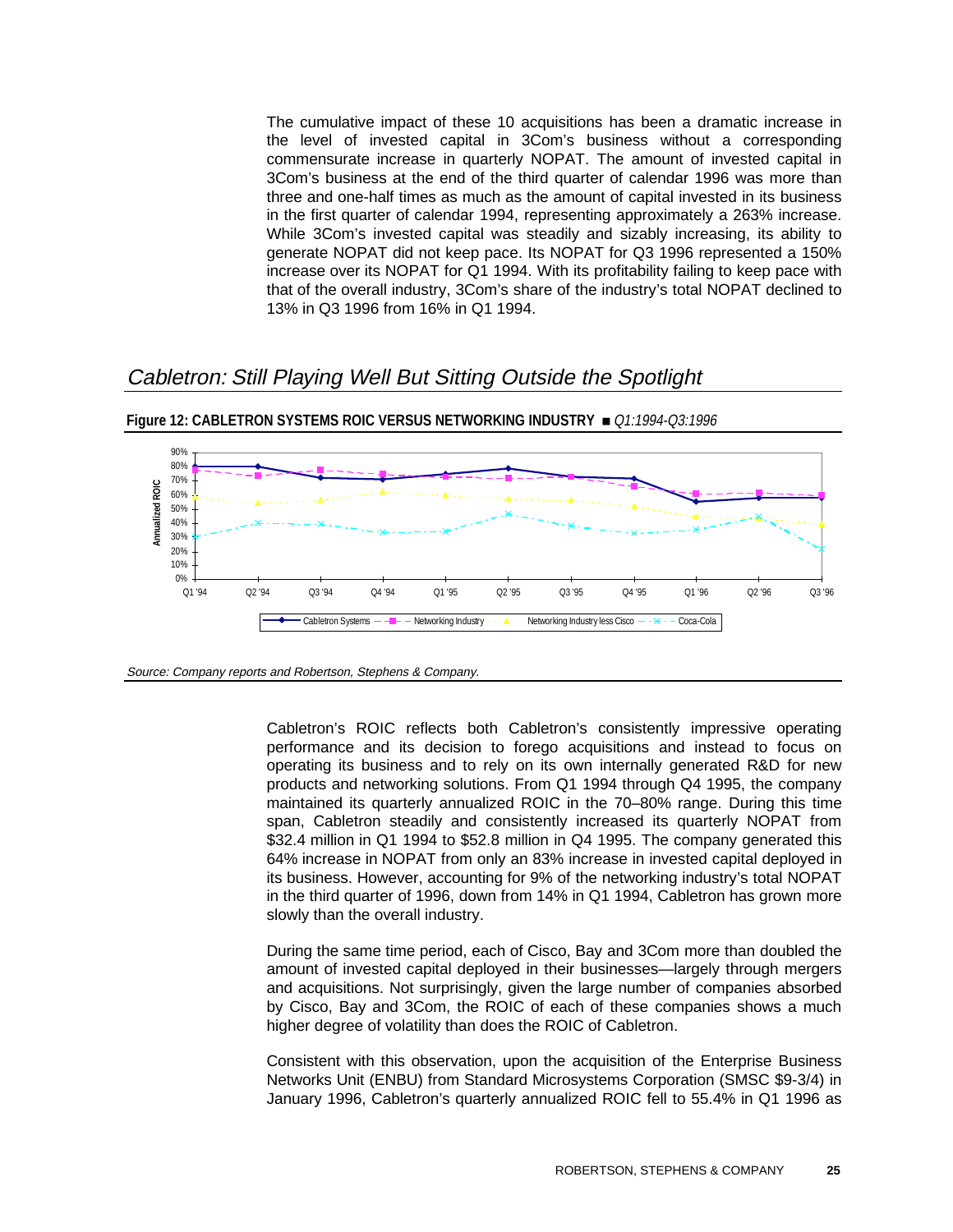The cumulative impact of these 10 acquisitions has been a dramatic increase in the level of invested capital in 3Com's business without a corresponding commensurate increase in quarterly NOPAT. The amount of invested capital in 3Com's business at the end of the third quarter of calendar 1996 was more than three and one-half times as much as the amount of capital invested in its business in the first quarter of calendar 1994, representing approximately a 263% increase. While 3Com's invested capital was steadily and sizably increasing, its ability to generate NOPAT did not keep pace. Its NOPAT for Q3 1996 represented a 150% increase over its NOPAT for Q1 1994. With its profitability failing to keep pace with that of the overall industry, 3Com's share of the industry's total NOPAT declined to 13% in Q3 1996 from 16% in Q1 1994.

## *Cabletron: Still Playing Well But Sitting Outside the Spotlight*

**Figure 12: CABLETRON SYSTEMS ROIC VERSUS NETWORKING INDUSTRY** ■ *Q1:1994-Q3:1996*

*Source: Company reports and Robertson, Stephens & Company.*

Cabletron's ROIC reflects both Cabletron's consistently impressive operating performance and its decision to forego acquisitions and instead to focus on operating its business and to rely on its own internally generated R&D for new products and networking solutions. From Q1 1994 through Q4 1995, the company maintained its quarterly annualized ROIC in the 70–80% range. During this time span, Cabletron steadily and consistently increased its quarterly NOPAT from $32.4 million in Q1 1994 to $52.8 million in Q4 1995. The company generated this 64% increase in NOPAT from only an 83% increase in invested capital deployed in its business. However, accounting for 9% of the networking industry's total NOPAT in the third quarter of 1996, down from 14% in Q1 1994, Cabletron has grown more slowly than the overall industry.

During the same time period, each of Cisco, Bay and 3Com more than doubled the amount of invested capital deployed in their businesses—largely through mergers and acquisitions. Not surprisingly, given the large number of companies absorbed by Cisco, Bay and 3Com, the ROIC of each of these companies shows a much higher degree of volatility than does the ROIC of Cabletron.

Consistent with this observation, upon the acquisition of the Enterprise Business Networks Unit (ENBU) from Standard Microsystems Corporation (SMSC $9-3/4) in January 1996, Cabletron's quarterly annualized ROIC fell to 55.4% in Q1 1996 as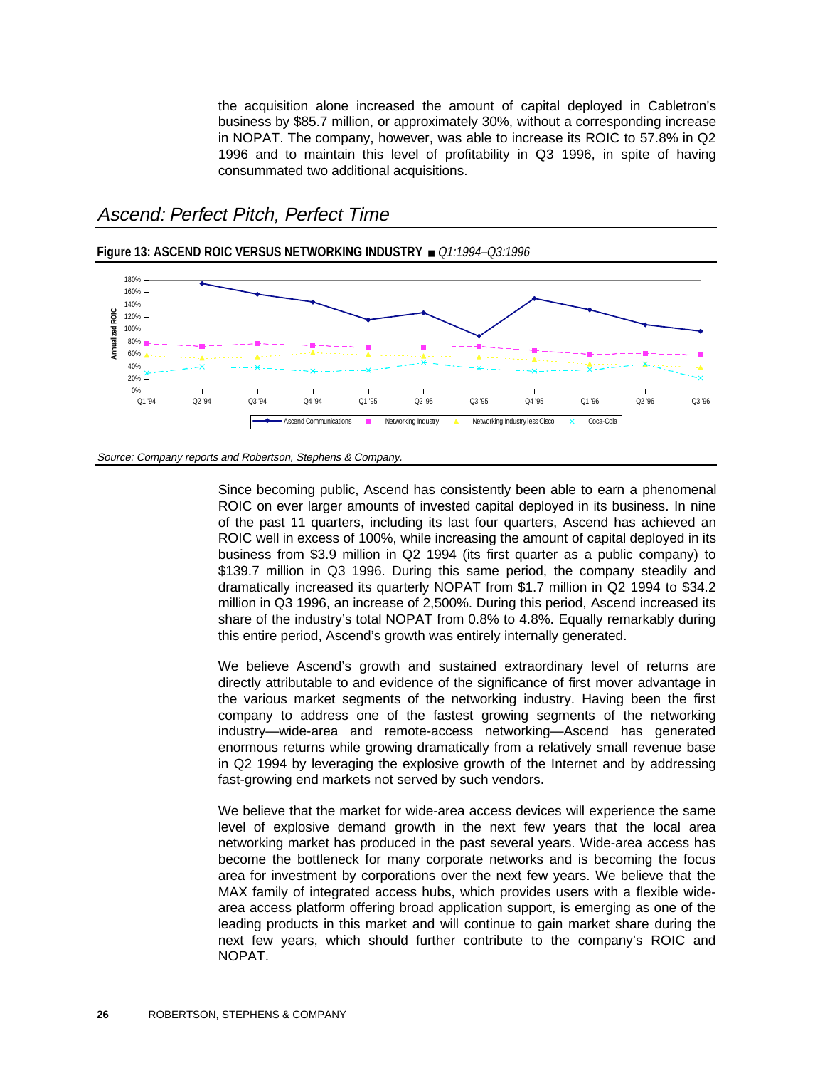the acquisition alone increased the amount of capital deployed in Cabletron's business by $85.7 million, or approximately 30%, without a corresponding increase in NOPAT. The company, however, was able to increase its ROIC to 57.8% in Q2 1996 and to maintain this level of profitability in Q3 1996, in spite of having consummated two additional acquisitions.

## *Ascend: Perfect Pitch, Perfect Time*

**Figure 13: ASCEND ROIC VERSUS NETWORKING INDUSTRY** ■ *Q1:1994–Q3:1996*

*Source: Company reports and Robertson, Stephens & Company.*

Since becoming public, Ascend has consistently been able to earn a phenomenal ROIC on ever larger amounts of invested capital deployed in its business. In nine of the past 11 quarters, including its last four quarters, Ascend has achieved an ROIC well in excess of 100%, while increasing the amount of capital deployed in its business from $3.9 million in Q2 1994 (its first quarter as a public company) to $139.7 million in Q3 1996. During this same period, the company steadily and dramatically increased its quarterly NOPAT from $1.7 million in Q2 1994 to $34.2 million in Q3 1996, an increase of 2,500%. During this period, Ascend increased its share of the industry's total NOPAT from 0.8% to 4.8%. Equally remarkably during this entire period, Ascend's growth was entirely internally generated.

We believe Ascend's growth and sustained extraordinary level of returns are directly attributable to and evidence of the significance of first mover advantage in the various market segments of the networking industry. Having been the first company to address one of the fastest growing segments of the networking industry—wide-area and remote-access networking—Ascend has generated enormous returns while growing dramatically from a relatively small revenue base in Q2 1994 by leveraging the explosive growth of the Internet and by addressing fast-growing end markets not served by such vendors.

We believe that the market for wide-area access devices will experience the same level of explosive demand growth in the next few years that the local area networking market has produced in the past several years. Wide-area access has become the bottleneck for many corporate networks and is becoming the focus area for investment by corporations over the next few years. We believe that the MAX family of integrated access hubs, which provides users with a flexible wide-area access platform offering broad application support, is emerging as one of the leading products in this market and will continue to gain market share during the next few years, which should further contribute to the company's ROIC and NOPAT.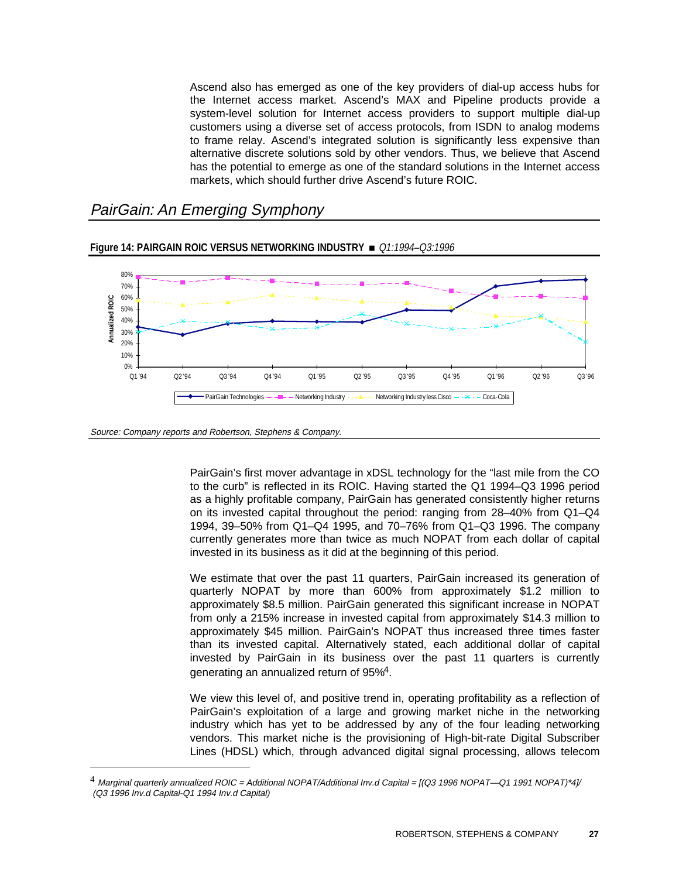Ascend also has emerged as one of the key providers of dial-up access hubs for the Internet access market. Ascend's MAX and Pipeline products provide a system-level solution for Internet access providers to support multiple dial-up customers using a diverse set of access protocols, from ISDN to analog modems to frame relay. Ascend's integrated solution is significantly less expensive than alternative discrete solutions sold by other vendors. Thus, we believe that Ascend has the potential to emerge as one of the standard solutions in the Internet access markets, which should further drive Ascend's future ROIC.

## *PairGain: An Emerging Symphony*

**Figure 14: PAIRGAIN ROIC VERSUS NETWORKING INDUSTRY** ■ *Q1:1994–Q3:1996*

*Source: Company reports and Robertson, Stephens & Company.*

PairGain's first mover advantage in xDSL technology for the "last mile from the CO to the curb" is reflected in its ROIC. Having started the Q1 1994–Q3 1996 period as a highly profitable company, PairGain has generated consistently higher returns on its invested capital throughout the period: ranging from 28–40% from Q1–Q4 1994, 39–50% from Q1–Q4 1995, and 70–76% from Q1–Q3 1996. The company currently generates more than twice as much NOPAT from each dollar of capital invested in its business as it did at the beginning of this period.

We estimate that over the past 11 quarters, PairGain increased its generation of quarterly NOPAT by more than 600% from approximately $1.2 million to approximately $8.5 million. PairGain generated this significant increase in NOPAT from only a 215% increase in invested capital from approximately $14.3 million to approximately $45 million. PairGain's NOPAT thus increased three times faster than its invested capital. Alternatively stated, each additional dollar of capital invested by PairGain in its business over the past 11 quarters is currently generating an annualized return of 95%[4].

We view this level of, and positive trend in, operating profitability as a reflection of PairGain's exploitation of a large and growing market niche in the networking industry which has yet to be addressed by any of the four leading networking vendors. This market niche is the provisioning of High-bit-rate Digital Subscriber Lines (HDSL) which, through advanced digital signal processing, allows telecom

---

[4] *Marginal quarterly annualized ROIC = Additional NOPAT/Additional Inv.d Capital = [(Q3 1996 NOPAT—Q1 1991 NOPAT)\*4]/ (Q3 1996 Inv.d Capital-Q1 1994 Inv.d Capital)*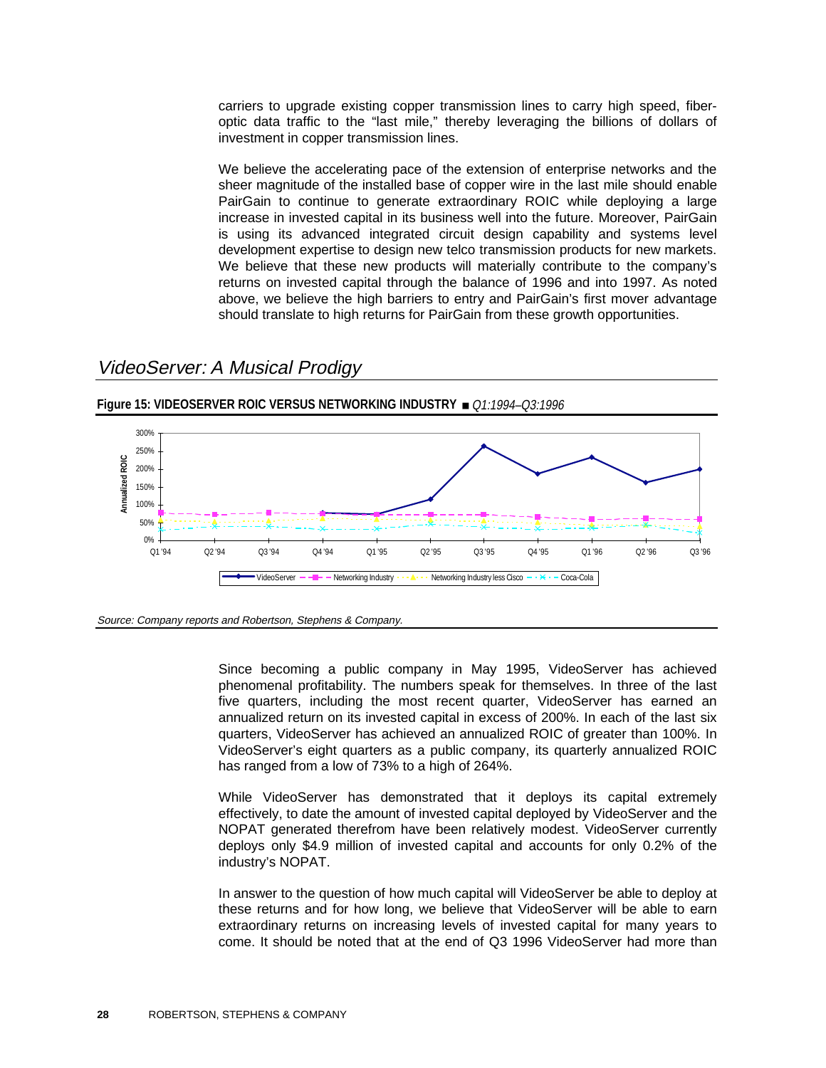carriers to upgrade existing copper transmission lines to carry high speed, fiber-optic data traffic to the "last mile," thereby leveraging the billions of dollars of investment in copper transmission lines.

We believe the accelerating pace of the extension of enterprise networks and the sheer magnitude of the installed base of copper wire in the last mile should enable PairGain to continue to generate extraordinary ROIC while deploying a large increase in invested capital in its business well into the future. Moreover, PairGain is using its advanced integrated circuit design capability and systems level development expertise to design new telco transmission products for new markets. We believe that these new products will materially contribute to the company's returns on invested capital through the balance of 1996 and into 1997. As noted above, we believe the high barriers to entry and PairGain's first mover advantage should translate to high returns for PairGain from these growth opportunities.

## *VideoServer: A Musical Prodigy*

**Figure 15: VIDEOSERVER ROIC VERSUS NETWORKING INDUSTRY** ■ *Q1:1994–Q3:1996*

*Source: Company reports and Robertson, Stephens & Company.*

Since becoming a public company in May 1995, VideoServer has achieved phenomenal profitability. The numbers speak for themselves. In three of the last five quarters, including the most recent quarter, VideoServer has earned an annualized return on its invested capital in excess of 200%. In each of the last six quarters, VideoServer has achieved an annualized ROIC of greater than 100%. In VideoServer's eight quarters as a public company, its quarterly annualized ROIC has ranged from a low of 73% to a high of 264%.

While VideoServer has demonstrated that it deploys its capital extremely effectively, to date the amount of invested capital deployed by VideoServer and the NOPAT generated therefrom have been relatively modest. VideoServer currently deploys only $4.9 million of invested capital and accounts for only 0.2% of the industry's NOPAT.

In answer to the question of how much capital will VideoServer be able to deploy at these returns and for how long, we believe that VideoServer will be able to earn extraordinary returns on increasing levels of invested capital for many years to come. It should be noted that at the end of Q3 1996 VideoServer had more than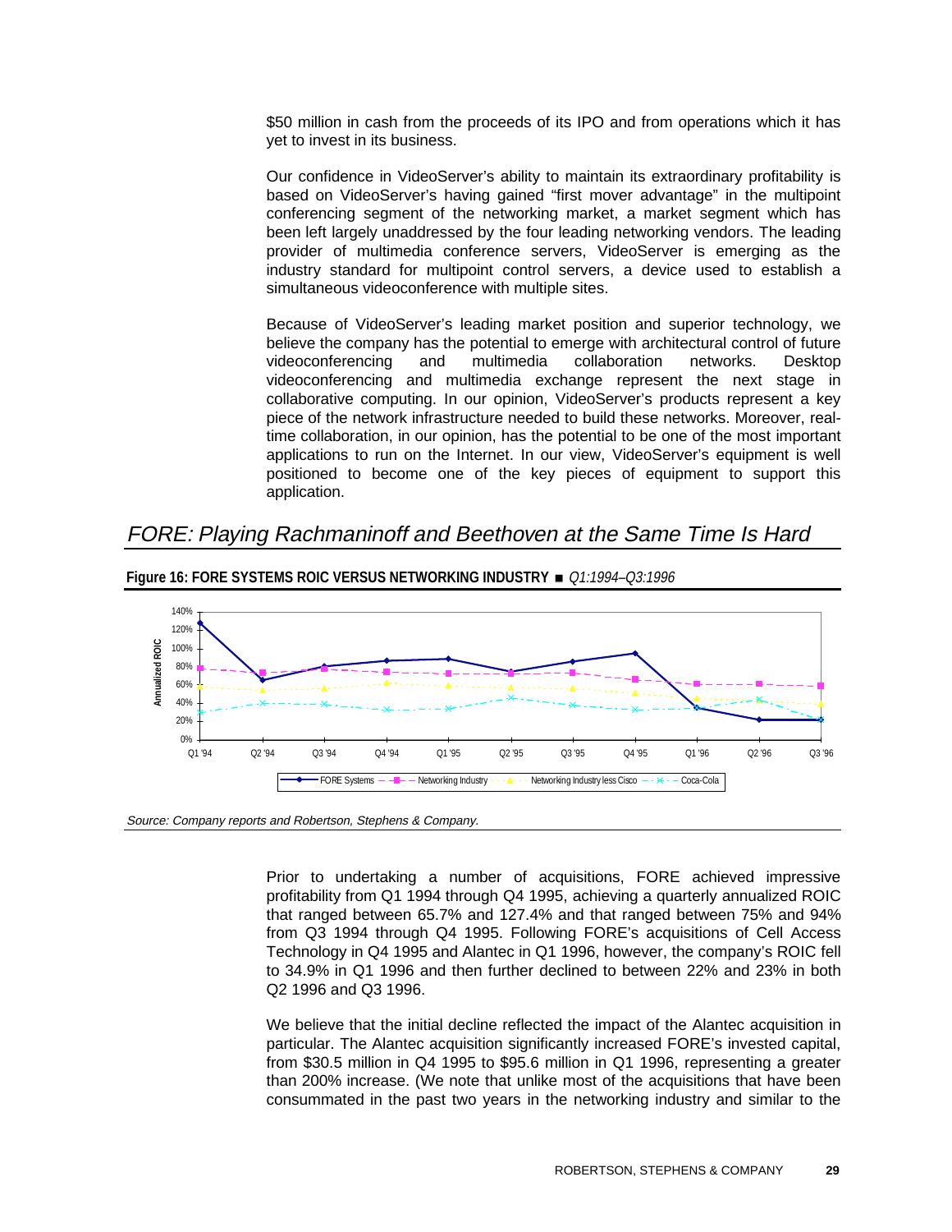$50 million in cash from the proceeds of its IPO and from operations which it has yet to invest in its business.

Our confidence in VideoServer's ability to maintain its extraordinary profitability is based on VideoServer's having gained "first mover advantage" in the multipoint conferencing segment of the networking market, a market segment which has been left largely unaddressed by the four leading networking vendors. The leading provider of multimedia conference servers, VideoServer is emerging as the industry standard for multipoint control servers, a device used to establish a simultaneous videoconference with multiple sites.

Because of VideoServer's leading market position and superior technology, we believe the company has the potential to emerge with architectural control of future videoconferencing and multimedia collaboration networks. Desktop videoconferencing and multimedia exchange represent the next stage in collaborative computing. In our opinion, VideoServer's products represent a key piece of the network infrastructure needed to build these networks. Moreover, real-time collaboration, in our opinion, has the potential to be one of the most important applications to run on the Internet. In our view, VideoServer's equipment is well positioned to become one of the key pieces of equipment to support this application.

## *FORE: Playing Rachmaninoff and Beethoven at the Same Time Is Hard*

**Figure 16: FORE SYSTEMS ROIC VERSUS NETWORKING INDUSTRY** ■ *Q1:1994–Q3:1996*

*Source: Company reports and Robertson, Stephens & Company.*

Prior to undertaking a number of acquisitions, FORE achieved impressive profitability from Q1 1994 through Q4 1995, achieving a quarterly annualized ROIC that ranged between 65.7% and 127.4% and that ranged between 75% and 94% from Q3 1994 through Q4 1995. Following FORE's acquisitions of Cell Access Technology in Q4 1995 and Alantec in Q1 1996, however, the company's ROIC fell to 34.9% in Q1 1996 and then further declined to between 22% and 23% in both Q2 1996 and Q3 1996.

We believe that the initial decline reflected the impact of the Alantec acquisition in particular. The Alantec acquisition significantly increased FORE's invested capital, from $30.5 million in Q4 1995 to $95.6 million in Q1 1996, representing a greater than 200% increase. (We note that unlike most of the acquisitions that have been consummated in the past two years in the networking industry and similar to the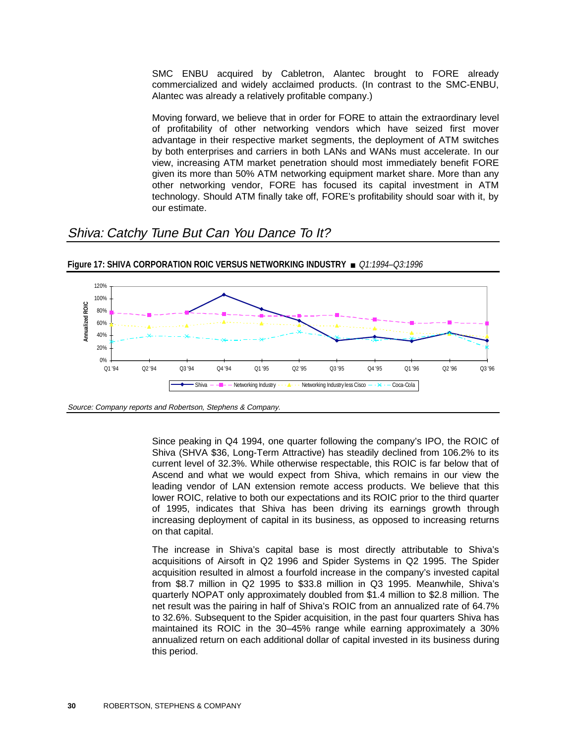SMC ENBU acquired by Cabletron, Alantec brought to FORE already commercialized and widely acclaimed products. (In contrast to the SMC-ENBU, Alantec was already a relatively profitable company.)

Moving forward, we believe that in order for FORE to attain the extraordinary level of profitability of other networking vendors which have seized first mover advantage in their respective market segments, the deployment of ATM switches by both enterprises and carriers in both LANs and WANs must accelerate. In our view, increasing ATM market penetration should most immediately benefit FORE given its more than 50% ATM networking equipment market share. More than any other networking vendor, FORE has focused its capital investment in ATM technology. Should ATM finally take off, FORE's profitability should soar with it, by our estimate.

## *Shiva: Catchy Tune But Can You Dance To It?*

**Figure 17: SHIVA CORPORATION ROIC VERSUS NETWORKING INDUSTRY** ■ *Q1:1994–Q3:1996*

*Source: Company reports and Robertson, Stephens & Company.*

Since peaking in Q4 1994, one quarter following the company's IPO, the ROIC of Shiva (SHVA $36, Long-Term Attractive) has steadily declined from 106.2% to its current level of 32.3%. While otherwise respectable, this ROIC is far below that of Ascend and what we would expect from Shiva, which remains in our view the leading vendor of LAN extension remote access products. We believe that this lower ROIC, relative to both our expectations and its ROIC prior to the third quarter of 1995, indicates that Shiva has been driving its earnings growth through increasing deployment of capital in its business, as opposed to increasing returns on that capital.

The increase in Shiva's capital base is most directly attributable to Shiva's acquisitions of Airsoft in Q2 1996 and Spider Systems in Q2 1995. The Spider acquisition resulted in almost a fourfold increase in the company's invested capital from $8.7 million in Q2 1995 to $33.8 million in Q3 1995. Meanwhile, Shiva's quarterly NOPAT only approximately doubled from $1.4 million to $2.8 million. The net result was the pairing in half of Shiva's ROIC from an annualized rate of 64.7% to 32.6%. Subsequent to the Spider acquisition, in the past four quarters Shiva has maintained its ROIC in the 30–45% range while earning approximately a 30% annualized return on each additional dollar of capital invested in its business during this period.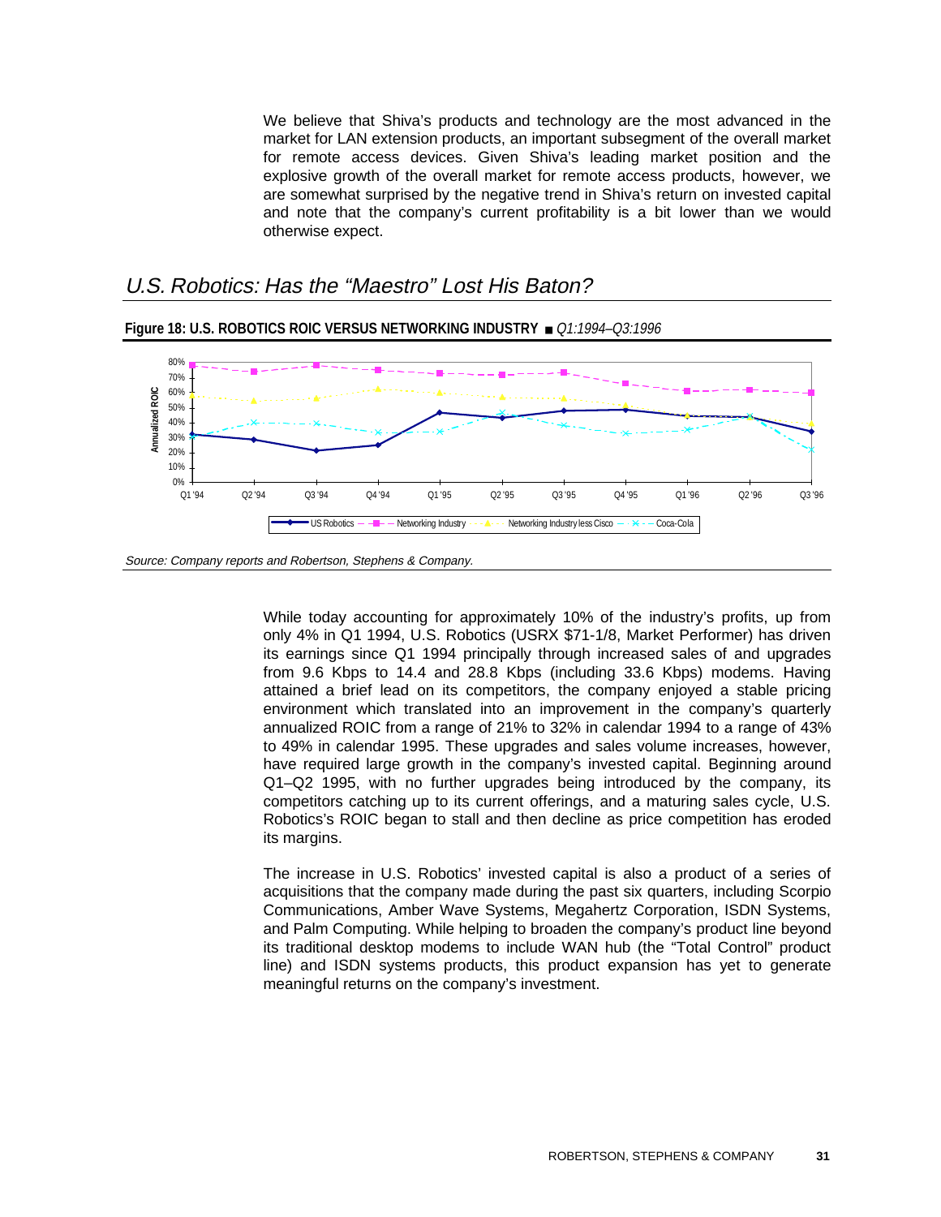We believe that Shiva's products and technology are the most advanced in the market for LAN extension products, an important subsegment of the overall market for remote access devices. Given Shiva's leading market position and the explosive growth of the overall market for remote access products, however, we are somewhat surprised by the negative trend in Shiva's return on invested capital and note that the company's current profitability is a bit lower than we would otherwise expect.

## *U.S. Robotics: Has the "Maestro" Lost His Baton?*

**Figure 18: U.S. ROBOTICS ROIC VERSUS NETWORKING INDUSTRY** ■ *Q1:1994–Q3:1996*

*Source: Company reports and Robertson, Stephens & Company.*

While today accounting for approximately 10% of the industry's profits, up from only 4% in Q1 1994, U.S. Robotics (USRX $71-1/8, Market Performer) has driven its earnings since Q1 1994 principally through increased sales of and upgrades from 9.6 Kbps to 14.4 and 28.8 Kbps (including 33.6 Kbps) modems. Having attained a brief lead on its competitors, the company enjoyed a stable pricing environment which translated into an improvement in the company's quarterly annualized ROIC from a range of 21% to 32% in calendar 1994 to a range of 43% to 49% in calendar 1995. These upgrades and sales volume increases, however, have required large growth in the company's invested capital. Beginning around Q1–Q2 1995, with no further upgrades being introduced by the company, its competitors catching up to its current offerings, and a maturing sales cycle, U.S. Robotics's ROIC began to stall and then decline as price competition has eroded its margins.

The increase in U.S. Robotics' invested capital is also a product of a series of acquisitions that the company made during the past six quarters, including Scorpio Communications, Amber Wave Systems, Megahertz Corporation, ISDN Systems, and Palm Computing. While helping to broaden the company's product line beyond its traditional desktop modems to include WAN hub (the "Total Control" product line) and ISDN systems products, this product expansion has yet to generate meaningful returns on the company's investment.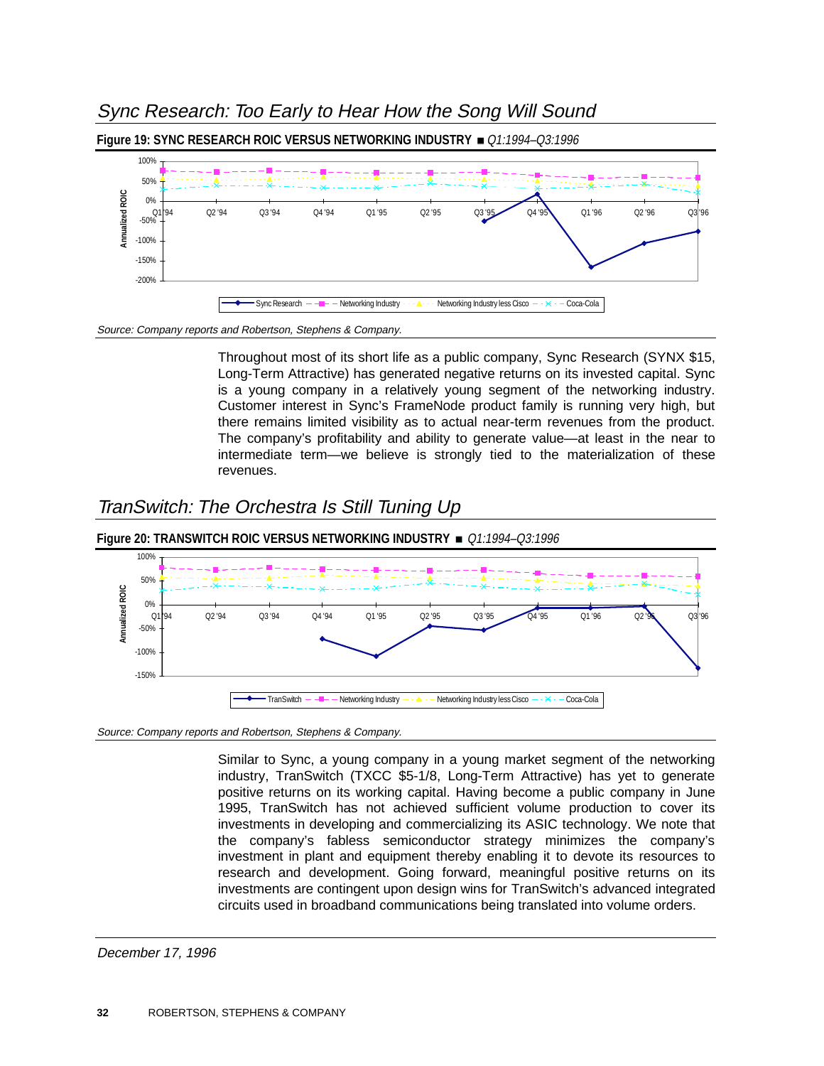## *Sync Research: Too Early to Hear How the Song Will Sound*

**Figure 19: SYNC RESEARCH ROIC VERSUS NETWORKING INDUSTRY** ■ *Q1:1994–Q3:1996*

*Source: Company reports and Robertson, Stephens & Company.*

Throughout most of its short life as a public company, Sync Research (SYNX $15, Long-Term Attractive) has generated negative returns on its invested capital. Sync is a young company in a relatively young segment of the networking industry. Customer interest in Sync's FrameNode product family is running very high, but there remains limited visibility as to actual near-term revenues from the product. The company's profitability and ability to generate value—at least in the near to intermediate term—we believe is strongly tied to the materialization of these revenues.

## *TranSwitch: The Orchestra Is Still Tuning Up*

**Figure 20: TRANSWITCH ROIC VERSUS NETWORKING INDUSTRY** ■ *Q1:1994–Q3:1996*

*Source: Company reports and Robertson, Stephens & Company.*

Similar to Sync, a young company in a young market segment of the networking industry, TranSwitch (TXCC $5-1/8, Long-Term Attractive) has yet to generate positive returns on its working capital. Having become a public company in June 1995, TranSwitch has not achieved sufficient volume production to cover its investments in developing and commercializing its ASIC technology. We note that the company's fabless semiconductor strategy minimizes the company's investment in plant and equipment thereby enabling it to devote its resources to research and development. Going forward, meaningful positive returns on its investments are contingent upon design wins for TranSwitch's advanced integrated circuits used in broadband communications being translated into volume orders.

*December 17, 1996*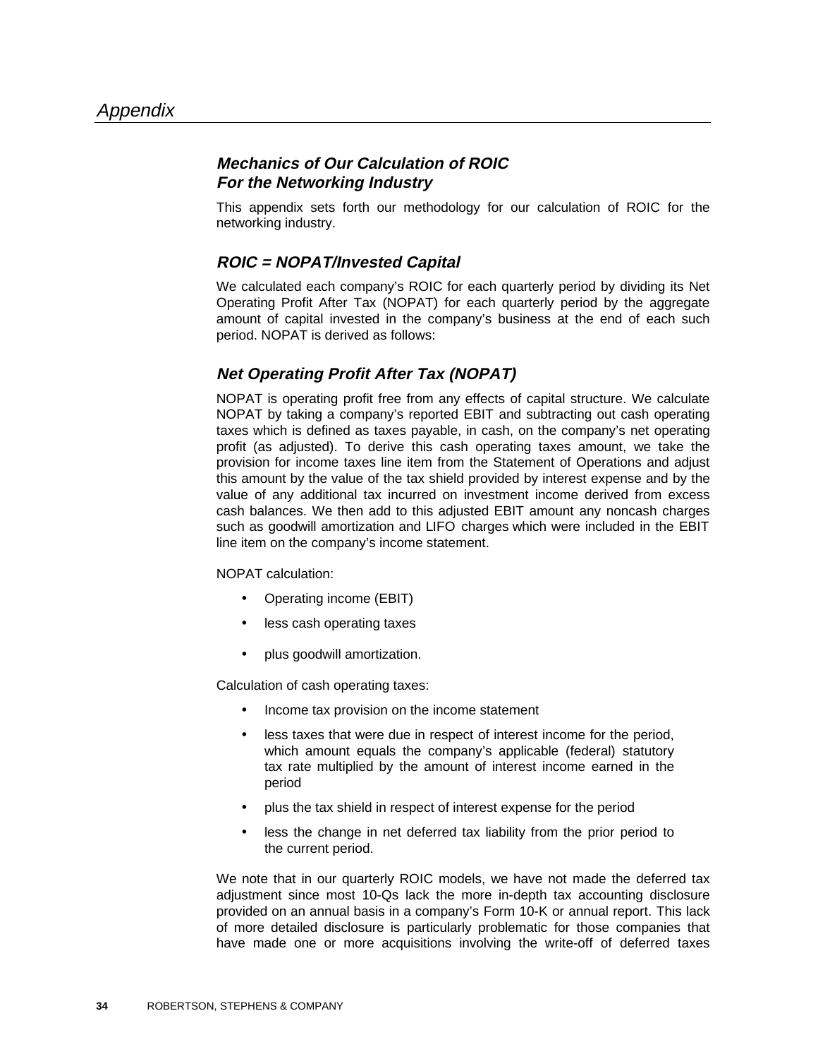# Appendix

## *Mechanics of Our Calculation of ROIC For the Networking Industry*

This appendix sets forth our methodology for our calculation of ROIC for the networking industry.

## *ROIC = NOPAT/Invested Capital*

We calculated each company's ROIC for each quarterly period by dividing its Net Operating Profit After Tax (NOPAT) for each quarterly period by the aggregate amount of capital invested in the company's business at the end of each such period. NOPAT is derived as follows:

## *Net Operating Profit After Tax (NOPAT)*

NOPAT is operating profit free from any effects of capital structure. We calculate NOPAT by taking a company's reported EBIT and subtracting out cash operating taxes which is defined as taxes payable, in cash, on the company's net operating profit (as adjusted). To derive this cash operating taxes amount, we take the provision for income taxes line item from the Statement of Operations and adjust this amount by the value of the tax shield provided by interest expense and by the value of any additional tax incurred on investment income derived from excess cash balances. We then add to this adjusted EBIT amount any noncash charges such as goodwill amortization and LIFO charges which were included in the EBIT line item on the company's income statement.

NOPAT calculation:

- Operating income (EBIT)
- less cash operating taxes
- plus goodwill amortization.

Calculation of cash operating taxes:

- Income tax provision on the income statement
- less taxes that were due in respect of interest income for the period, which amount equals the company's applicable (federal) statutory tax rate multiplied by the amount of interest income earned in the period
- plus the tax shield in respect of interest expense for the period
- less the change in net deferred tax liability from the prior period to the current period.

We note that in our quarterly ROIC models, we have not made the deferred tax adjustment since most 10-Qs lack the more in-depth tax accounting disclosure provided on an annual basis in a company's Form 10-K or annual report. This lack of more detailed disclosure is particularly problematic for those companies that have made one or more acquisitions involving the write-off of deferred taxes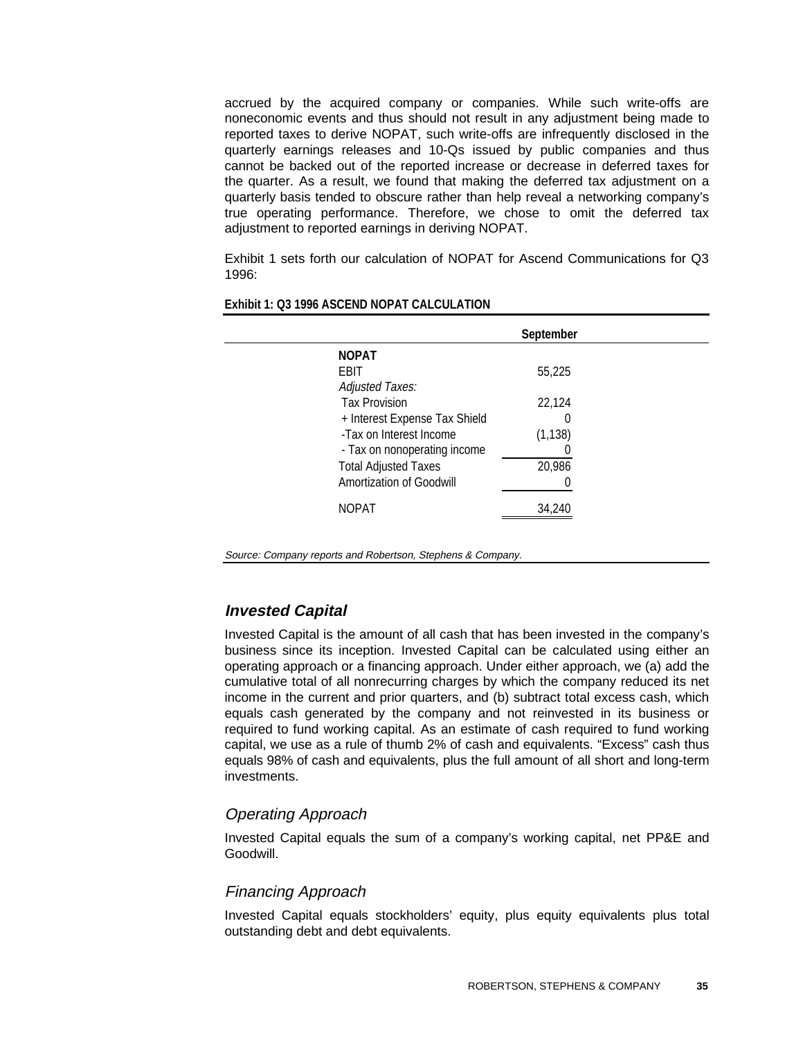accrued by the acquired company or companies. While such write-offs are noneconomic events and thus should not result in any adjustment being made to reported taxes to derive NOPAT, such write-offs are infrequently disclosed in the quarterly earnings releases and 10-Qs issued by public companies and thus cannot be backed out of the reported increase or decrease in deferred taxes for the quarter. As a result, we found that making the deferred tax adjustment on a quarterly basis tended to obscure rather than help reveal a networking company's true operating performance. Therefore, we chose to omit the deferred tax adjustment to reported earnings in deriving NOPAT.

Exhibit 1 sets forth our calculation of NOPAT for Ascend Communications for Q3 1996:

**Exhibit 1: Q3 1996 ASCEND NOPAT CALCULATION**

| | September |
|---|---|
| **NOPAT** | |
| EBIT | 55,225 |
| *Adjusted Taxes:* | |
| Tax Provision | 22,124 |
| + Interest Expense Tax Shield | 0 |
| -Tax on Interest Income | (1,138) |
| - Tax on nonoperating income | 0 |
| Total Adjusted Taxes | 20,986 |
| Amortization of Goodwill | 0 |
| NOPAT | 34,240 |

*Source: Company reports and Robertson, Stephens & Company.*

## *Invested Capital*

Invested Capital is the amount of all cash that has been invested in the company's business since its inception. Invested Capital can be calculated using either an operating approach or a financing approach. Under either approach, we (a) add the cumulative total of all nonrecurring charges by which the company reduced its net income in the current and prior quarters, and (b) subtract total excess cash, which equals cash generated by the company and not reinvested in its business or required to fund working capital. As an estimate of cash required to fund working capital, we use as a rule of thumb 2% of cash and equivalents. "Excess" cash thus equals 98% of cash and equivalents, plus the full amount of all short and long-term investments.

### *Operating Approach*

Invested Capital equals the sum of a company's working capital, net PP&E and Goodwill.

### *Financing Approach*

Invested Capital equals stockholders' equity, plus equity equivalents plus total outstanding debt and debt equivalents.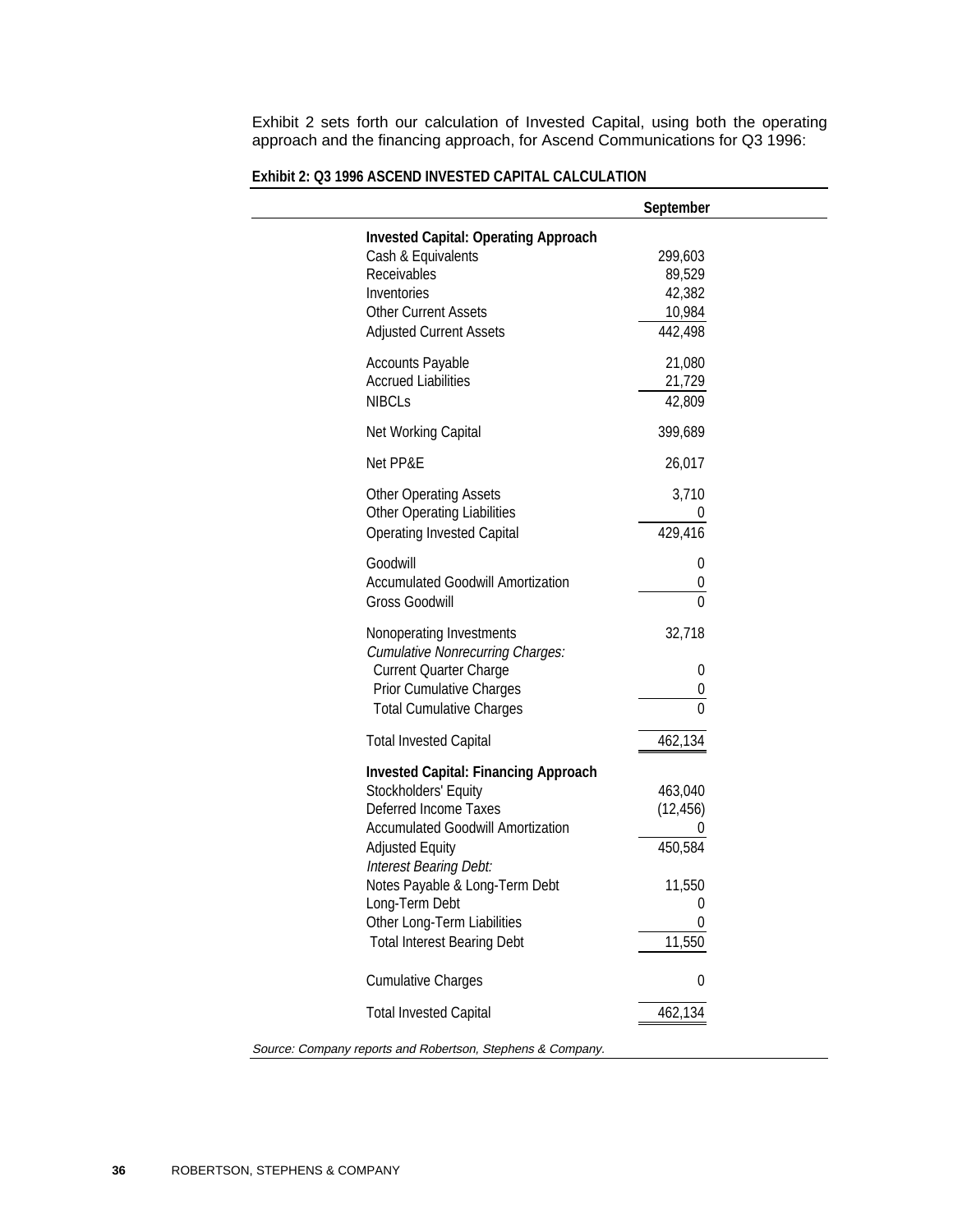Exhibit 2 sets forth our calculation of Invested Capital, using both the operating approach and the financing approach, for Ascend Communications for Q3 1996:

**Exhibit 2: Q3 1996 ASCEND INVESTED CAPITAL CALCULATION**

| | September |
|---|---|
| **Invested Capital: Operating Approach** | |
| Cash & Equivalents | 299,603 |
| Receivables | 89,529 |
| Inventories | 42,382 |
| Other Current Assets | 10,984 |
| Adjusted Current Assets | 442,498 |
| Accounts Payable | 21,080 |
| Accrued Liabilities | 21,729 |
| NIBCLs | 42,809 |
| Net Working Capital | 399,689 |
| Net PP&E | 26,017 |
| Other Operating Assets | 3,710 |
| Other Operating Liabilities | 0 |
| Operating Invested Capital | 429,416 |
| Goodwill | 0 |
| Accumulated Goodwill Amortization | 0 |
| Gross Goodwill | 0 |
| Nonoperating Investments | 32,718 |
| *Cumulative Nonrecurring Charges:* | |
| Current Quarter Charge | 0 |
| Prior Cumulative Charges | 0 |
| Total Cumulative Charges | 0 |
| Total Invested Capital | 462,134 |
| **Invested Capital: Financing Approach** | |
| Stockholders' Equity | 463,040 |
| Deferred Income Taxes | (12,456) |
| Accumulated Goodwill Amortization | 0 |
| Adjusted Equity | 450,584 |
| *Interest Bearing Debt:* | |
| Notes Payable & Long-Term Debt | 11,550 |
| Long-Term Debt | 0 |
| Other Long-Term Liabilities | 0 |
| Total Interest Bearing Debt | 11,550 |
| Cumulative Charges | 0 |
| Total Invested Capital | 462,134 |

*Source: Company reports and Robertson, Stephens & Company.*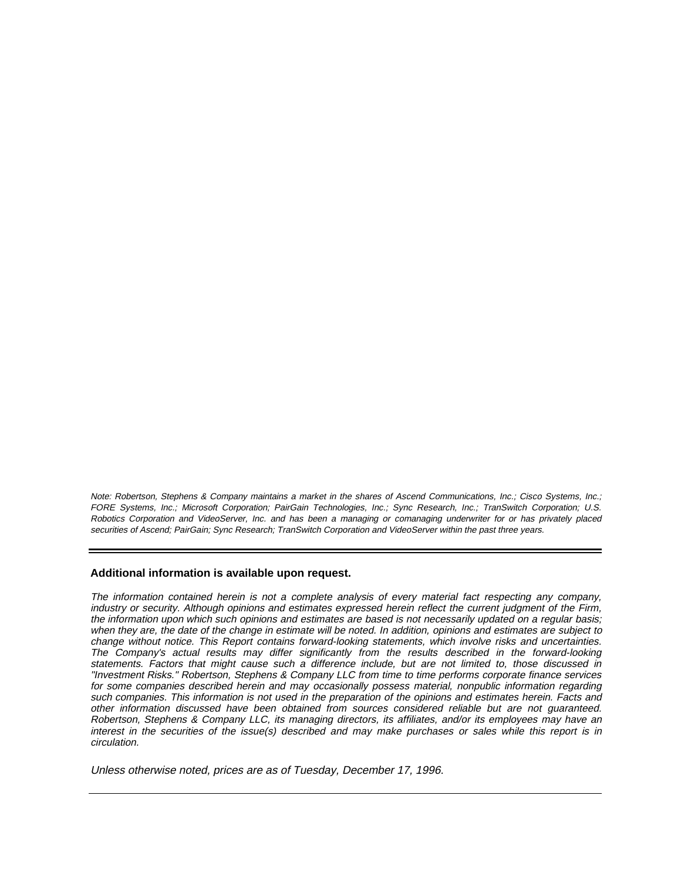*Note: Robertson, Stephens & Company maintains a market in the shares of Ascend Communications, Inc.; Cisco Systems, Inc.; FORE Systems, Inc.; Microsoft Corporation; PairGain Technologies, Inc.; Sync Research, Inc.; TranSwitch Corporation; U.S. Robotics Corporation and VideoServer, Inc. and has been a managing or comanaging underwriter for or has privately placed securities of Ascend; PairGain; Sync Research; TranSwitch Corporation and VideoServer within the past three years.*

---

**Additional information is available upon request.**

*The information contained herein is not a complete analysis of every material fact respecting any company, industry or security. Although opinions and estimates expressed herein reflect the current judgment of the Firm, the information upon which such opinions and estimates are based is not necessarily updated on a regular basis; when they are, the date of the change in estimate will be noted. In addition, opinions and estimates are subject to change without notice. This Report contains forward-looking statements, which involve risks and uncertainties. The Company's actual results may differ significantly from the results described in the forward-looking statements. Factors that might cause such a difference include, but are not limited to, those discussed in "Investment Risks." Robertson, Stephens & Company LLC from time to time performs corporate finance services for some companies described herein and may occasionally possess material, nonpublic information regarding such companies. This information is not used in the preparation of the opinions and estimates herein. Facts and other information discussed have been obtained from sources considered reliable but are not guaranteed. Robertson, Stephens & Company LLC, its managing directors, its affiliates, and/or its employees may have an interest in the securities of the issue(s) described and may make purchases or sales while this report is in circulation.*

*Unless otherwise noted, prices are as of Tuesday, December 17, 1996.*